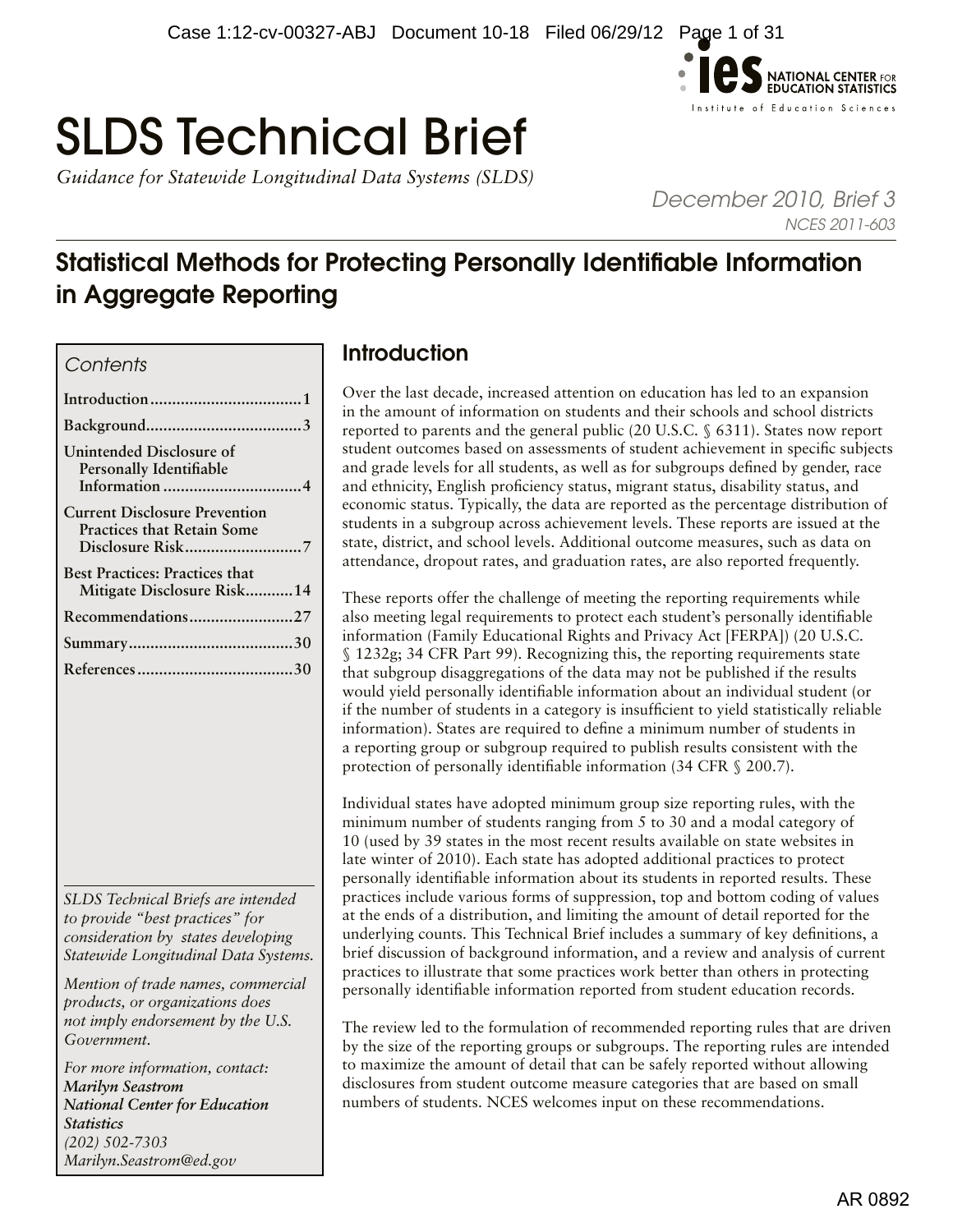# SLDS Technical Brief

*Guidance for Statewide Longitudinal Data Systems (SLDS)*

*December 2010, Brief 3*
*NCES 2011-603*

## Statistical Methods for Protecting Personally Identifiable Information in Aggregate Reporting

*Contents*

- **Introduction .................................. 1**
- **Background .................................. 3**
- **Unintended Disclosure of Personally Identifiable Information ................................ 4**
- **Current Disclosure Prevention Practices that Retain Some Disclosure Risk .......................... 7**
- **Best Practices: Practices that Mitigate Disclosure Risk .......... 14**
- **Recommendations ........................ 27**
- **Summary ..................................... 30**
- **References .................................. 30**

*SLDS Technical Briefs are intended to provide "best practices" for consideration by states developing Statewide Longitudinal Data Systems.*

*Mention of trade names, commercial products, or organizations does not imply endorsement by the U.S. Government.*

*For more information, contact:*
***Marilyn Seastrom***
***National Center for Education Statistics***
*(202) 502-7303*
*Marilyn.Seastrom@ed.gov*

### Introduction

Over the last decade, increased attention on education has led to an expansion in the amount of information on students and their schools and school districts reported to parents and the general public (20 U.S.C. § 6311). States now report student outcomes based on assessments of student achievement in specific subjects and grade levels for all students, as well as for subgroups defined by gender, race and ethnicity, English proficiency status, migrant status, disability status, and economic status. Typically, the data are reported as the percentage distribution of students in a subgroup across achievement levels. These reports are issued at the state, district, and school levels. Additional outcome measures, such as data on attendance, dropout rates, and graduation rates, are also reported frequently.

These reports offer the challenge of meeting the reporting requirements while also meeting legal requirements to protect each student's personally identifiable information (Family Educational Rights and Privacy Act [FERPA]) (20 U.S.C. § 1232g; 34 CFR Part 99). Recognizing this, the reporting requirements state that subgroup disaggregations of the data may not be published if the results would yield personally identifiable information about an individual student (or if the number of students in a category is insufficient to yield statistically reliable information). States are required to define a minimum number of students in a reporting group or subgroup required to publish results consistent with the protection of personally identifiable information (34 CFR § 200.7).

Individual states have adopted minimum group size reporting rules, with the minimum number of students ranging from 5 to 30 and a modal category of 10 (used by 39 states in the most recent results available on state websites in late winter of 2010). Each state has adopted additional practices to protect personally identifiable information about its students in reported results. These practices include various forms of suppression, top and bottom coding of values at the ends of a distribution, and limiting the amount of detail reported for the underlying counts. This Technical Brief includes a summary of key definitions, a brief discussion of background information, and a review and analysis of current practices to illustrate that some practices work better than others in protecting personally identifiable information reported from student education records.

The review led to the formulation of recommended reporting rules that are driven by the size of the reporting groups or subgroups. The reporting rules are intended to maximize the amount of detail that can be safely reported without allowing disclosures from student outcome measure categories that are based on small numbers of students. NCES welcomes input on these recommendations.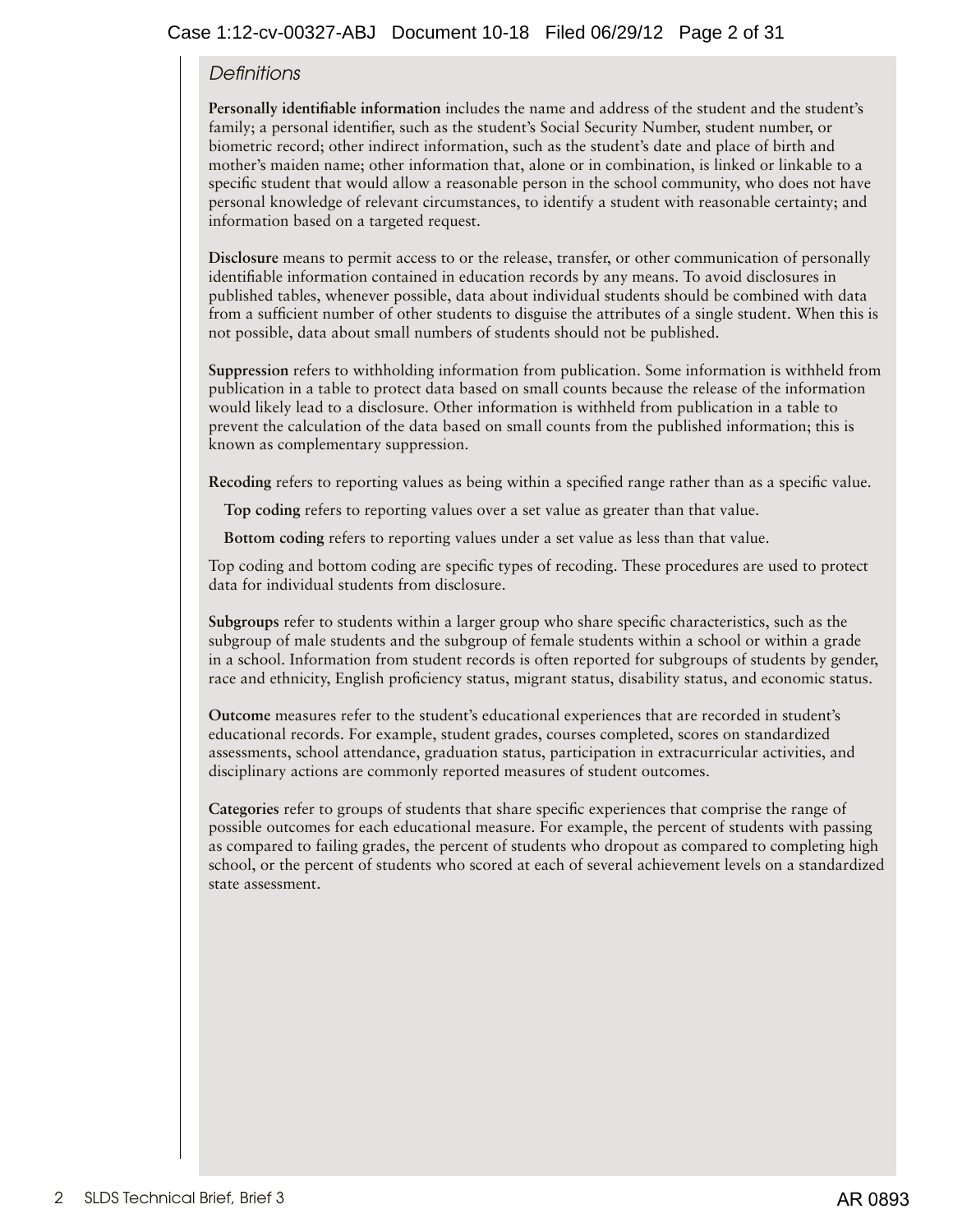*Definitions*

**Personally identifiable information** includes the name and address of the student and the student's family; a personal identifier, such as the student's Social Security Number, student number, or biometric record; other indirect information, such as the student's date and place of birth and mother's maiden name; other information that, alone or in combination, is linked or linkable to a specific student that would allow a reasonable person in the school community, who does not have personal knowledge of relevant circumstances, to identify a student with reasonable certainty; and information based on a targeted request.

**Disclosure** means to permit access to or the release, transfer, or other communication of personally identifiable information contained in education records by any means. To avoid disclosures in published tables, whenever possible, data about individual students should be combined with data from a sufficient number of other students to disguise the attributes of a single student. When this is not possible, data about small numbers of students should not be published.

**Suppression** refers to withholding information from publication. Some information is withheld from publication in a table to protect data based on small counts because the release of the information would likely lead to a disclosure. Other information is withheld from publication in a table to prevent the calculation of the data based on small counts from the published information; this is known as complementary suppression.

**Recoding** refers to reporting values as being within a specified range rather than as a specific value.

**Top coding** refers to reporting values over a set value as greater than that value.

**Bottom coding** refers to reporting values under a set value as less than that value.

Top coding and bottom coding are specific types of recoding. These procedures are used to protect data for individual students from disclosure.

**Subgroups** refer to students within a larger group who share specific characteristics, such as the subgroup of male students and the subgroup of female students within a school or within a grade in a school. Information from student records is often reported for subgroups of students by gender, race and ethnicity, English proficiency status, migrant status, disability status, and economic status.

**Outcome** measures refer to the student's educational experiences that are recorded in student's educational records. For example, student grades, courses completed, scores on standardized assessments, school attendance, graduation status, participation in extracurricular activities, and disciplinary actions are commonly reported measures of student outcomes.

**Categories** refer to groups of students that share specific experiences that comprise the range of possible outcomes for each educational measure. For example, the percent of students with passing as compared to failing grades, the percent of students who dropout as compared to completing high school, or the percent of students who scored at each of several achievement levels on a standardized state assessment.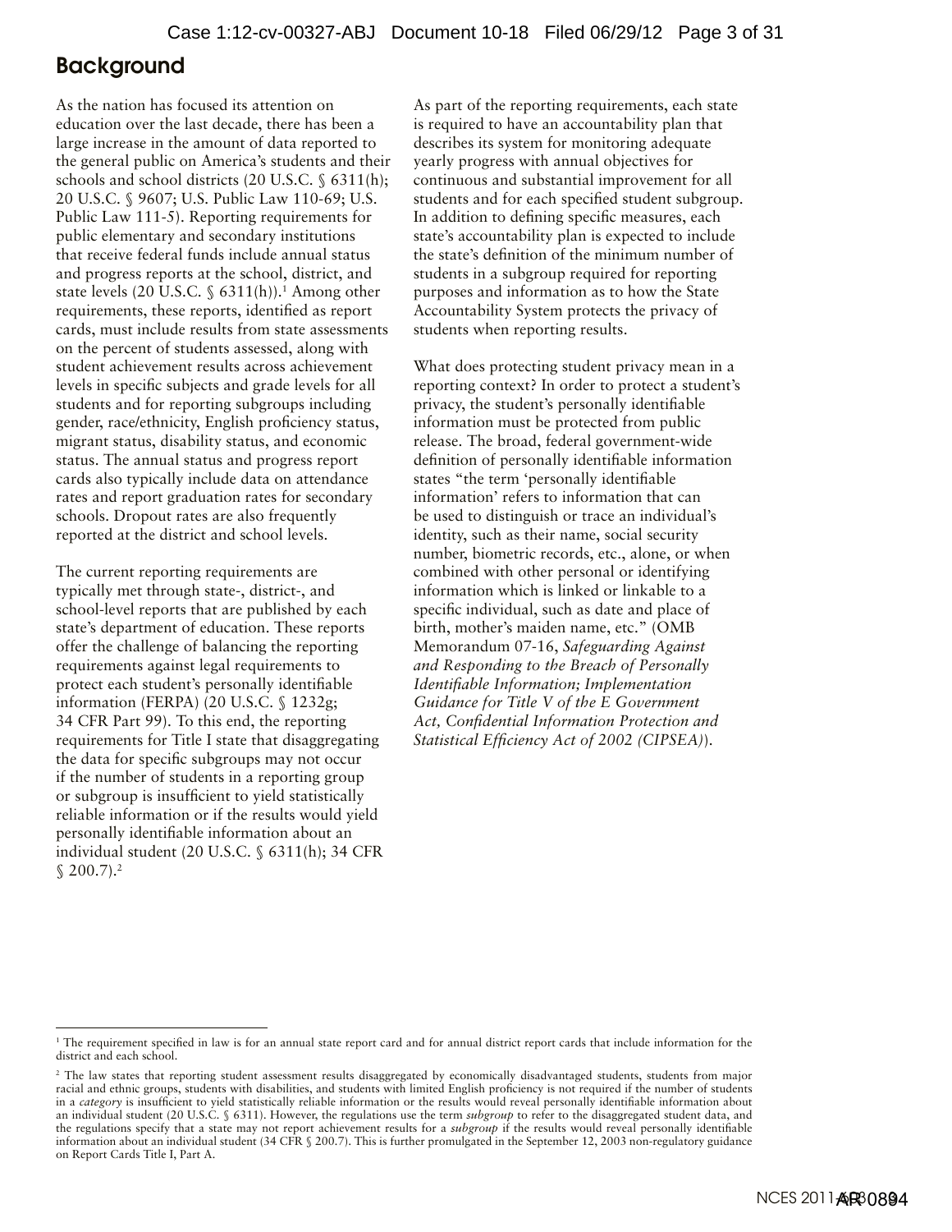## Background

As the nation has focused its attention on education over the last decade, there has been a large increase in the amount of data reported to the general public on America's students and their schools and school districts (20 U.S.C. § 6311(h); 20 U.S.C. § 9607; U.S. Public Law 110-69; U.S. Public Law 111-5). Reporting requirements for public elementary and secondary institutions that receive federal funds include annual status and progress reports at the school, district, and state levels (20 U.S.C. § 6311(h)).[1] Among other requirements, these reports, identified as report cards, must include results from state assessments on the percent of students assessed, along with student achievement results across achievement levels in specific subjects and grade levels for all students and for reporting subgroups including gender, race/ethnicity, English proficiency status, migrant status, disability status, and economic status. The annual status and progress report cards also typically include data on attendance rates and report graduation rates for secondary schools. Dropout rates are also frequently reported at the district and school levels.

The current reporting requirements are typically met through state-, district-, and school-level reports that are published by each state's department of education. These reports offer the challenge of balancing the reporting requirements against legal requirements to protect each student's personally identifiable information (FERPA) (20 U.S.C. § 1232g; 34 CFR Part 99). To this end, the reporting requirements for Title I state that disaggregating the data for specific subgroups may not occur if the number of students in a reporting group or subgroup is insufficient to yield statistically reliable information or if the results would yield personally identifiable information about an individual student (20 U.S.C. § 6311(h); 34 CFR § 200.7).[2]

As part of the reporting requirements, each state is required to have an accountability plan that describes its system for monitoring adequate yearly progress with annual objectives for continuous and substantial improvement for all students and for each specified student subgroup. In addition to defining specific measures, each state's accountability plan is expected to include the state's definition of the minimum number of students in a subgroup required for reporting purposes and information as to how the State Accountability System protects the privacy of students when reporting results.

What does protecting student privacy mean in a reporting context? In order to protect a student's privacy, the student's personally identifiable information must be protected from public release. The broad, federal government-wide definition of personally identifiable information states "the term 'personally identifiable information' refers to information that can be used to distinguish or trace an individual's identity, such as their name, social security number, biometric records, etc., alone, or when combined with other personal or identifying information which is linked or linkable to a specific individual, such as date and place of birth, mother's maiden name, etc." (OMB Memorandum 07-16, *Safeguarding Against and Responding to the Breach of Personally Identifiable Information; Implementation Guidance for Title V of the E Government Act, Confidential Information Protection and Statistical Efficiency Act of 2002 (CIPSEA)*).

---

[1] The requirement specified in law is for an annual state report card and for annual district report cards that include information for the district and each school.

[2] The law states that reporting student assessment results disaggregated by economically disadvantaged students, students from major racial and ethnic groups, students with disabilities, and students with limited English proficiency is not required if the number of students in a *category* is insufficient to yield statistically reliable information or the results would reveal personally identifiable information about an individual student (20 U.S.C. § 6311). However, the regulations use the term *subgroup* to refer to the disaggregated student data, and the regulations specify that a state may not report achievement results for a *subgroup* if the results would reveal personally identifiable information about an individual student (34 CFR § 200.7). This is further promulgated in the September 12, 2003 non-regulatory guidance on Report Cards Title I, Part A.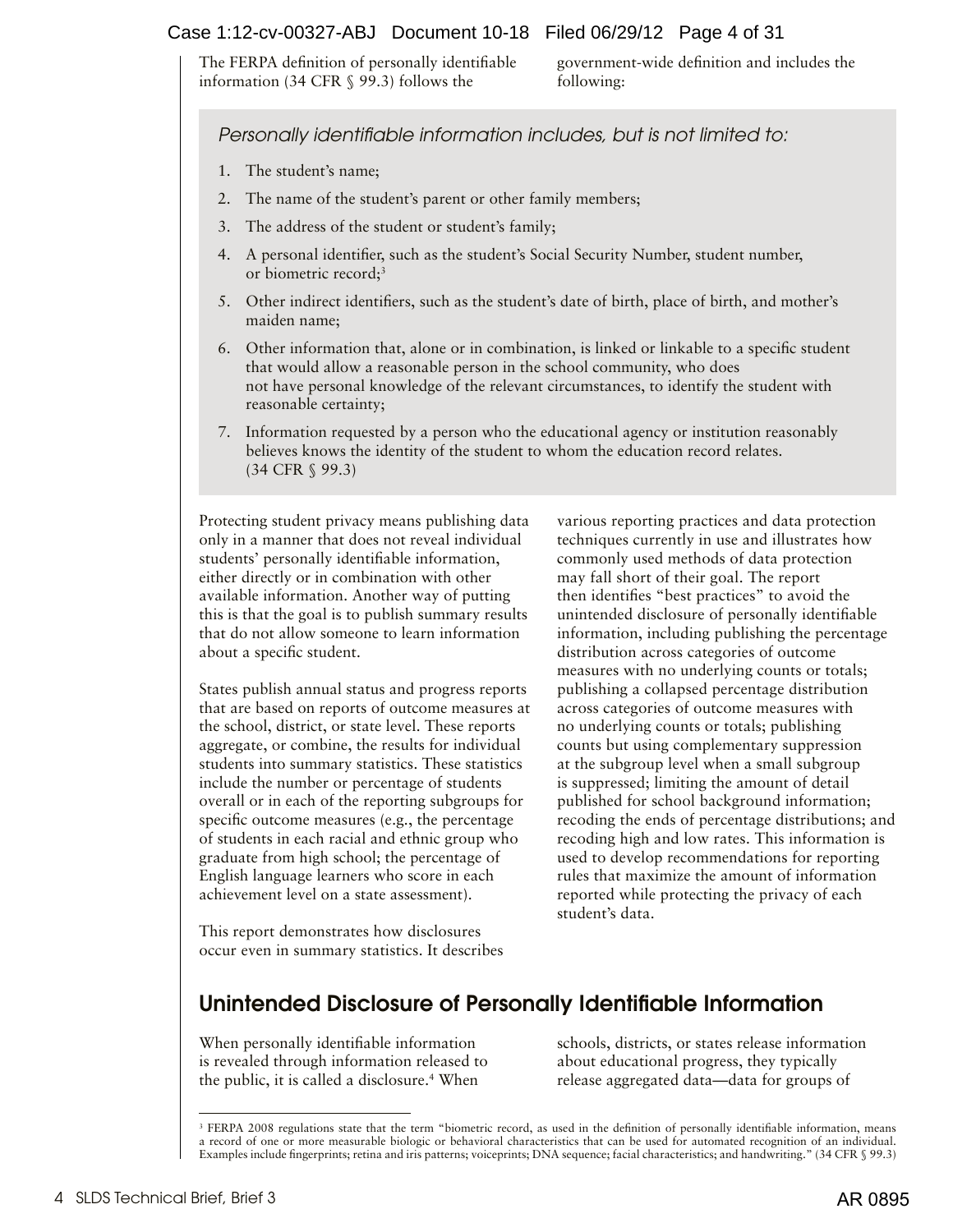The FERPA definition of personally identifiable information (34 CFR § 99.3) follows the government-wide definition and includes the following:

*Personally identifiable information includes, but is not limited to:*

1. The student's name;
2. The name of the student's parent or other family members;
3. The address of the student or student's family;
4. A personal identifier, such as the student's Social Security Number, student number, or biometric record;[3]
5. Other indirect identifiers, such as the student's date of birth, place of birth, and mother's maiden name;
6. Other information that, alone or in combination, is linked or linkable to a specific student that would allow a reasonable person in the school community, who does not have personal knowledge of the relevant circumstances, to identify the student with reasonable certainty;
7. Information requested by a person who the educational agency or institution reasonably believes knows the identity of the student to whom the education record relates. (34 CFR § 99.3)

Protecting student privacy means publishing data only in a manner that does not reveal individual students' personally identifiable information, either directly or in combination with other available information. Another way of putting this is that the goal is to publish summary results that do not allow someone to learn information about a specific student.

States publish annual status and progress reports that are based on reports of outcome measures at the school, district, or state level. These reports aggregate, or combine, the results for individual students into summary statistics. These statistics include the number or percentage of students overall or in each of the reporting subgroups for specific outcome measures (e.g., the percentage of students in each racial and ethnic group who graduate from high school; the percentage of English language learners who score in each achievement level on a state assessment).

This report demonstrates how disclosures occur even in summary statistics. It describes various reporting practices and data protection techniques currently in use and illustrates how commonly used methods of data protection may fall short of their goal. The report then identifies "best practices" to avoid the unintended disclosure of personally identifiable information, including publishing the percentage distribution across categories of outcome measures with no underlying counts or totals; publishing a collapsed percentage distribution across categories of outcome measures with no underlying counts or totals; publishing counts but using complementary suppression at the subgroup level when a small subgroup is suppressed; limiting the amount of detail published for school background information; recoding the ends of percentage distributions; and recoding high and low rates. This information is used to develop recommendations for reporting rules that maximize the amount of information reported while protecting the privacy of each student's data.

## Unintended Disclosure of Personally Identifiable Information

When personally identifiable information is revealed through information released to the public, it is called a disclosure.[4] When schools, districts, or states release information about educational progress, they typically release aggregated data—data for groups of

[3] FERPA 2008 regulations state that the term "biometric record, as used in the definition of personally identifiable information, means a record of one or more measurable biologic or behavioral characteristics that can be used for automated recognition of an individual. Examples include fingerprints; retina and iris patterns; voiceprints; DNA sequence; facial characteristics; and handwriting." (34 CFR § 99.3)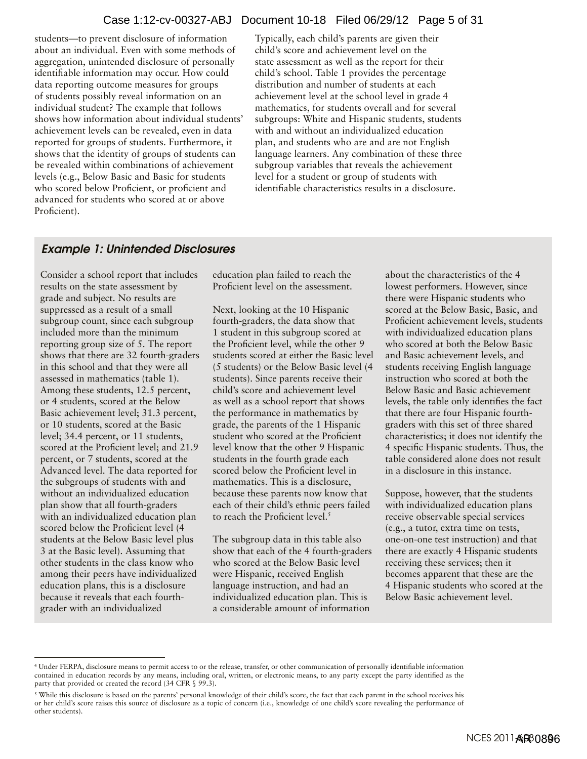students—to prevent disclosure of information about an individual. Even with some methods of aggregation, unintended disclosure of personally identifiable information may occur. How could data reporting outcome measures for groups of students possibly reveal information on an individual student? The example that follows shows how information about individual students' achievement levels can be revealed, even in data reported for groups of students. Furthermore, it shows that the identity of groups of students can be revealed within combinations of achievement levels (e.g., Below Basic and Basic for students who scored below Proficient, or proficient and advanced for students who scored at or above Proficient).

Typically, each child's parents are given their child's score and achievement level on the state assessment as well as the report for their child's school. Table 1 provides the percentage distribution and number of students at each achievement level at the school level in grade 4 mathematics, for students overall and for several subgroups: White and Hispanic students, students with and without an individualized education plan, and students who are and are not English language learners. Any combination of these three subgroup variables that reveals the achievement level for a student or group of students with identifiable characteristics results in a disclosure.

### *Example 1: Unintended Disclosures*

Consider a school report that includes results on the state assessment by grade and subject. No results are suppressed as a result of a small subgroup count, since each subgroup included more than the minimum reporting group size of 5. The report shows that there are 32 fourth-graders in this school and that they were all assessed in mathematics (table 1). Among these students, 12.5 percent, or 4 students, scored at the Below Basic achievement level; 31.3 percent, or 10 students, scored at the Basic level; 34.4 percent, or 11 students, scored at the Proficient level; and 21.9 percent, or 7 students, scored at the Advanced level. The data reported for the subgroups of students with and without an individualized education plan show that all fourth-graders with an individualized education plan scored below the Proficient level (4 students at the Below Basic level plus 3 at the Basic level). Assuming that other students in the class know who among their peers have individualized education plans, this is a disclosure because it reveals that each fourth-grader with an individualized education plan failed to reach the Proficient level on the assessment.

Next, looking at the 10 Hispanic fourth-graders, the data show that 1 student in this subgroup scored at the Proficient level, while the other 9 students scored at either the Basic level (5 students) or the Below Basic level (4 students). Since parents receive their child's score and achievement level as well as a school report that shows the performance in mathematics by grade, the parents of the 1 Hispanic student who scored at the Proficient level know that the other 9 Hispanic students in the fourth grade each scored below the Proficient level in mathematics. This is a disclosure, because these parents now know that each of their child's ethnic peers failed to reach the Proficient level.[5]

The subgroup data in this table also show that each of the 4 fourth-graders who scored at the Below Basic level were Hispanic, received English language instruction, and had an individualized education plan. This is a considerable amount of information about the characteristics of the 4 lowest performers. However, since there were Hispanic students who scored at the Below Basic, Basic, and Proficient achievement levels, students with individualized education plans who scored at both the Below Basic and Basic achievement levels, and students receiving English language instruction who scored at both the Below Basic and Basic achievement levels, the table only identifies the fact that there are four Hispanic fourth-graders with this set of three shared characteristics; it does not identify the 4 specific Hispanic students. Thus, the table considered alone does not result in a disclosure in this instance.

Suppose, however, that the students with individualized education plans receive observable special services (e.g., a tutor, extra time on tests, one-on-one test instruction) and that there are exactly 4 Hispanic students receiving these services; then it becomes apparent that these are the 4 Hispanic students who scored at the Below Basic achievement level.

---

[4] Under FERPA, disclosure means to permit access to or the release, transfer, or other communication of personally identifiable information contained in education records by any means, including oral, written, or electronic means, to any party except the party identified as the party that provided or created the record (34 CFR § 99.3).

[5] While this disclosure is based on the parents' personal knowledge of their child's score, the fact that each parent in the school receives his or her child's score raises this source of disclosure as a topic of concern (i.e., knowledge of one child's score revealing the performance of other students).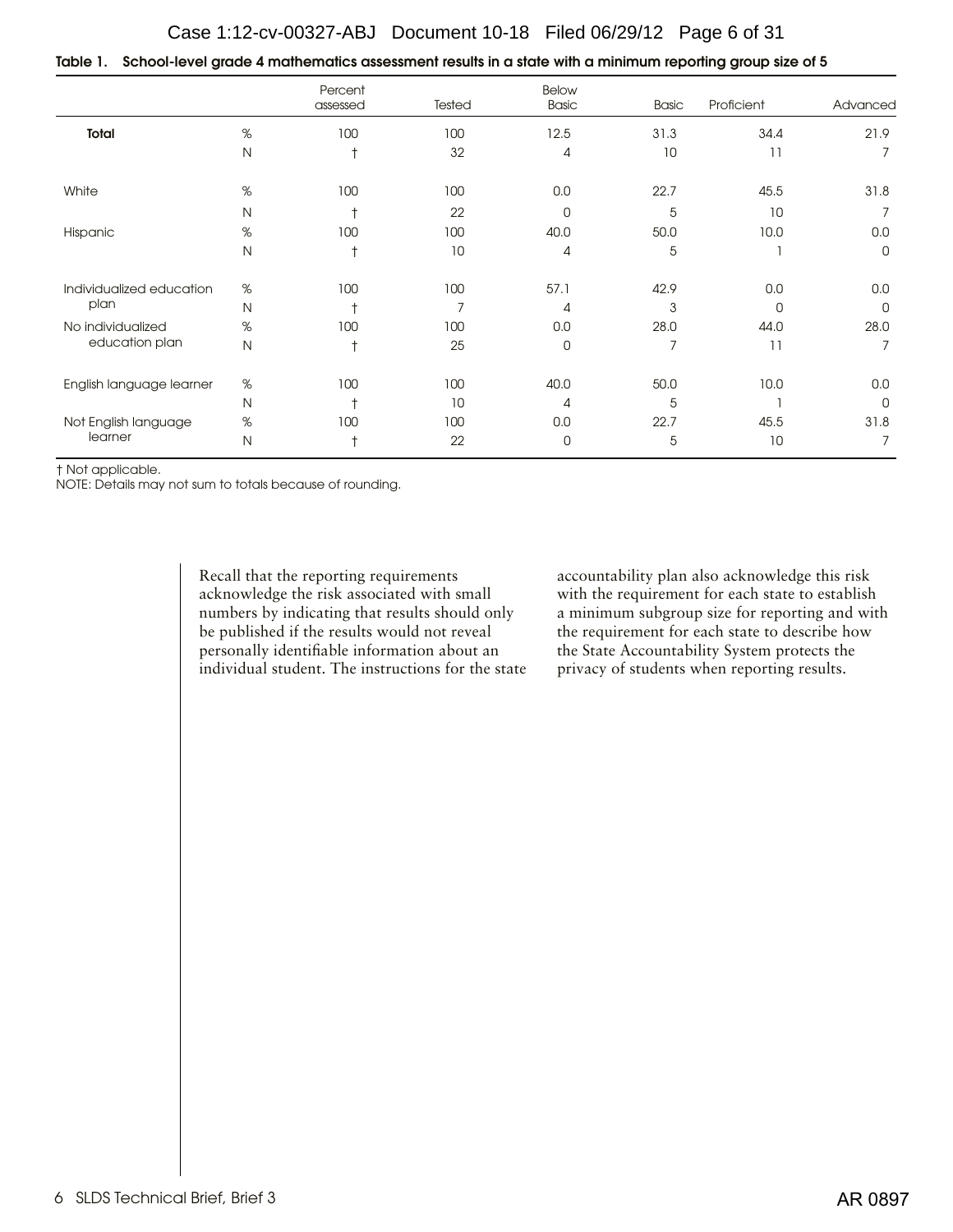**Table 1. School-level grade 4 mathematics assessment results in a state with a minimum reporting group size of 5**

| | | Percent assessed | Tested | Below Basic | Basic | Proficient | Advanced |
|---|---|---|---|---|---|---|---|
| **Total** | % | 100 | 100 | 12.5 | 31.3 | 34.4 | 21.9 |
| | N | † | 32 | 4 | 10 | 11 | 7 |
| White | % | 100 | 100 | 0.0 | 22.7 | 45.5 | 31.8 |
| | N | † | 22 | 0 | 5 | 10 | 7 |
| Hispanic | % | 100 | 100 | 40.0 | 50.0 | 10.0 | 0.0 |
| | N | † | 10 | 4 | 5 | 1 | 0 |
| Individualized education plan | % | 100 | 100 | 57.1 | 42.9 | 0.0 | 0.0 |
| | N | † | 7 | 4 | 3 | 0 | 0 |
| No individualized education plan | % | 100 | 100 | 0.0 | 28.0 | 44.0 | 28.0 |
| | N | † | 25 | 0 | 7 | 11 | 7 |
| English language learner | % | 100 | 100 | 40.0 | 50.0 | 10.0 | 0.0 |
| | N | † | 10 | 4 | 5 | 1 | 0 |
| Not English language learner | % | 100 | 100 | 0.0 | 22.7 | 45.5 | 31.8 |
| | N | † | 22 | 0 | 5 | 10 | 7 |

† Not applicable.
NOTE: Details may not sum to totals because of rounding.

Recall that the reporting requirements acknowledge the risk associated with small numbers by indicating that results should only be published if the results would not reveal personally identifiable information about an individual student. The instructions for the state accountability plan also acknowledge this risk with the requirement for each state to establish a minimum subgroup size for reporting and with the requirement for each state to describe how the State Accountability System protects the privacy of students when reporting results.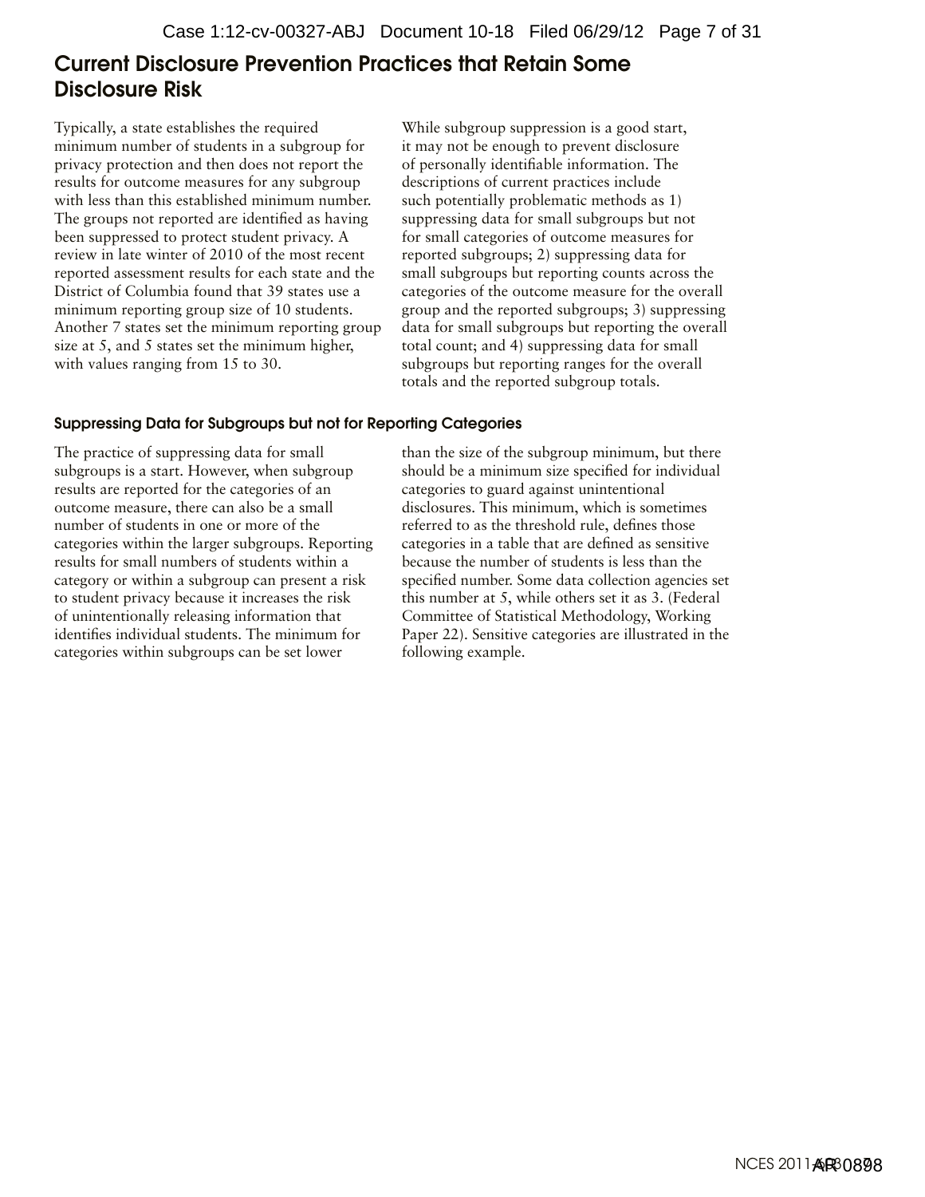## Current Disclosure Prevention Practices that Retain Some Disclosure Risk

Typically, a state establishes the required minimum number of students in a subgroup for privacy protection and then does not report the results for outcome measures for any subgroup with less than this established minimum number. The groups not reported are identified as having been suppressed to protect student privacy. A review in late winter of 2010 of the most recent reported assessment results for each state and the District of Columbia found that 39 states use a minimum reporting group size of 10 students. Another 7 states set the minimum reporting group size at 5, and 5 states set the minimum higher, with values ranging from 15 to 30.

While subgroup suppression is a good start, it may not be enough to prevent disclosure of personally identifiable information. The descriptions of current practices include such potentially problematic methods as 1) suppressing data for small subgroups but not for small categories of outcome measures for reported subgroups; 2) suppressing data for small subgroups but reporting counts across the categories of the outcome measure for the overall group and the reported subgroups; 3) suppressing data for small subgroups but reporting the overall total count; and 4) suppressing data for small subgroups but reporting ranges for the overall totals and the reported subgroup totals.

### Suppressing Data for Subgroups but not for Reporting Categories

The practice of suppressing data for small subgroups is a start. However, when subgroup results are reported for the categories of an outcome measure, there can also be a small number of students in one or more of the categories within the larger subgroups. Reporting results for small numbers of students within a category or within a subgroup can present a risk to student privacy because it increases the risk of unintentionally releasing information that identifies individual students. The minimum for categories within subgroups can be set lower than the size of the subgroup minimum, but there should be a minimum size specified for individual categories to guard against unintentional disclosures. This minimum, which is sometimes referred to as the threshold rule, defines those categories in a table that are defined as sensitive because the number of students is less than the specified number. Some data collection agencies set this number at 5, while others set it as 3. (Federal Committee of Statistical Methodology, Working Paper 22). Sensitive categories are illustrated in the following example.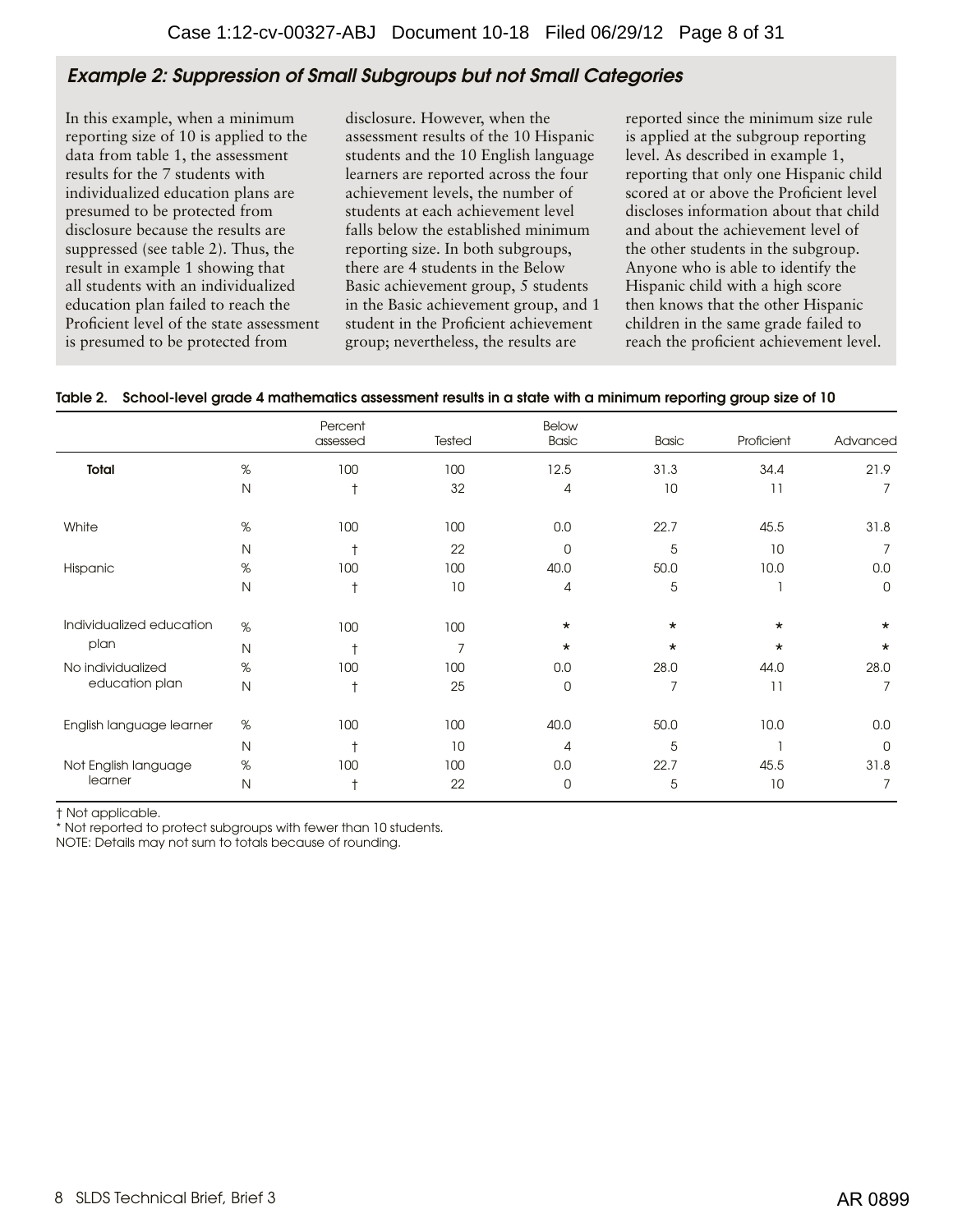### *Example 2: Suppression of Small Subgroups but not Small Categories*

In this example, when a minimum reporting size of 10 is applied to the data from table 1, the assessment results for the 7 students with individualized education plans are presumed to be protected from disclosure because the results are suppressed (see table 2). Thus, the result in example 1 showing that all students with an individualized education plan failed to reach the Proficient level of the state assessment is presumed to be protected from disclosure. However, when the assessment results of the 10 Hispanic students and the 10 English language learners are reported across the four achievement levels, the number of students at each achievement level falls below the established minimum reporting size. In both subgroups, there are 4 students in the Below Basic achievement group, 5 students in the Basic achievement group, and 1 student in the Proficient achievement group; nevertheless, the results are reported since the minimum size rule is applied at the subgroup reporting level. As described in example 1, reporting that only one Hispanic child scored at or above the Proficient level discloses information about that child and about the achievement level of the other students in the subgroup. Anyone who is able to identify the Hispanic child with a high score then knows that the other Hispanic children in the same grade failed to reach the proficient achievement level.

**Table 2. School-level grade 4 mathematics assessment results in a state with a minimum reporting group size of 10**

| | | Percent assessed | Tested | Below Basic | Basic | Proficient | Advanced |
|---|---|---|---|---|---|---|---|
| **Total** | % | 100 | 100 | 12.5 | 31.3 | 34.4 | 21.9 |
| | N | † | 32 | 4 | 10 | 11 | 7 |
| White | % | 100 | 100 | 0.0 | 22.7 | 45.5 | 31.8 |
| | N | † | 22 | 0 | 5 | 10 | 7 |
| Hispanic | % | 100 | 100 | 40.0 | 50.0 | 10.0 | 0.0 |
| | N | † | 10 | 4 | 5 | 1 | 0 |
| Individualized education plan | % | 100 | 100 | * | * | * | * |
| | N | † | 7 | * | * | * | * |
| No individualized education plan | % | 100 | 100 | 0.0 | 28.0 | 44.0 | 28.0 |
| | N | † | 25 | 0 | 7 | 11 | 7 |
| English language learner | % | 100 | 100 | 40.0 | 50.0 | 10.0 | 0.0 |
| | N | † | 10 | 4 | 5 | 1 | 0 |
| Not English language learner | % | 100 | 100 | 0.0 | 22.7 | 45.5 | 31.8 |
| | N | † | 22 | 0 | 5 | 10 | 7 |

† Not applicable.
* Not reported to protect subgroups with fewer than 10 students.
NOTE: Details may not sum to totals because of rounding.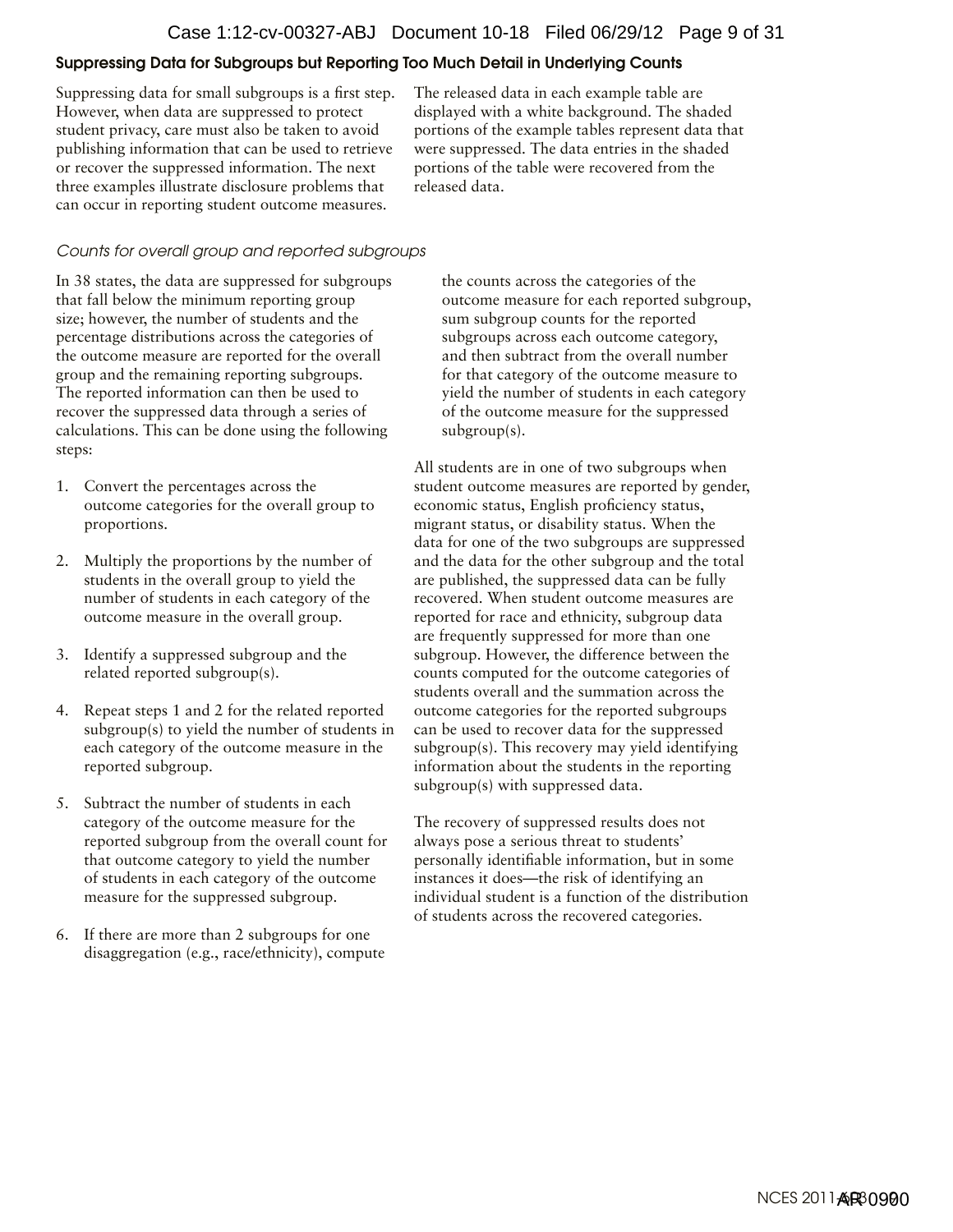### Suppressing Data for Subgroups but Reporting Too Much Detail in Underlying Counts

Suppressing data for small subgroups is a first step. However, when data are suppressed to protect student privacy, care must also be taken to avoid publishing information that can be used to retrieve or recover the suppressed information. The next three examples illustrate disclosure problems that can occur in reporting student outcome measures.

The released data in each example table are displayed with a white background. The shaded portions of the example tables represent data that were suppressed. The data entries in the shaded portions of the table were recovered from the released data.

#### *Counts for overall group and reported subgroups*

In 38 states, the data are suppressed for subgroups that fall below the minimum reporting group size; however, the number of students and the percentage distributions across the categories of the outcome measure are reported for the overall group and the remaining reporting subgroups. The reported information can then be used to recover the suppressed data through a series of calculations. This can be done using the following steps:

1. Convert the percentages across the outcome categories for the overall group to proportions.
2. Multiply the proportions by the number of students in the overall group to yield the number of students in each category of the outcome measure in the overall group.
3. Identify a suppressed subgroup and the related reported subgroup(s).
4. Repeat steps 1 and 2 for the related reported subgroup(s) to yield the number of students in each category of the outcome measure in the reported subgroup.
5. Subtract the number of students in each category of the outcome measure for the reported subgroup from the overall count for that outcome category to yield the number of students in each category of the outcome measure for the suppressed subgroup.
6. If there are more than 2 subgroups for one disaggregation (e.g., race/ethnicity), compute the counts across the categories of the outcome measure for each reported subgroup, sum subgroup counts for the reported subgroups across each outcome category, and then subtract from the overall number for that category of the outcome measure to yield the number of students in each category of the outcome measure for the suppressed subgroup(s).

All students are in one of two subgroups when student outcome measures are reported by gender, economic status, English proficiency status, migrant status, or disability status. When the data for one of the two subgroups are suppressed and the data for the other subgroup and the total are published, the suppressed data can be fully recovered. When student outcome measures are reported for race and ethnicity, subgroup data are frequently suppressed for more than one subgroup. However, the difference between the counts computed for the outcome categories of students overall and the summation across the outcome categories for the reported subgroups can be used to recover data for the suppressed subgroup(s). This recovery may yield identifying information about the students in the reporting subgroup(s) with suppressed data.

The recovery of suppressed results does not always pose a serious threat to students' personally identifiable information, but in some instances it does—the risk of identifying an individual student is a function of the distribution of students across the recovered categories.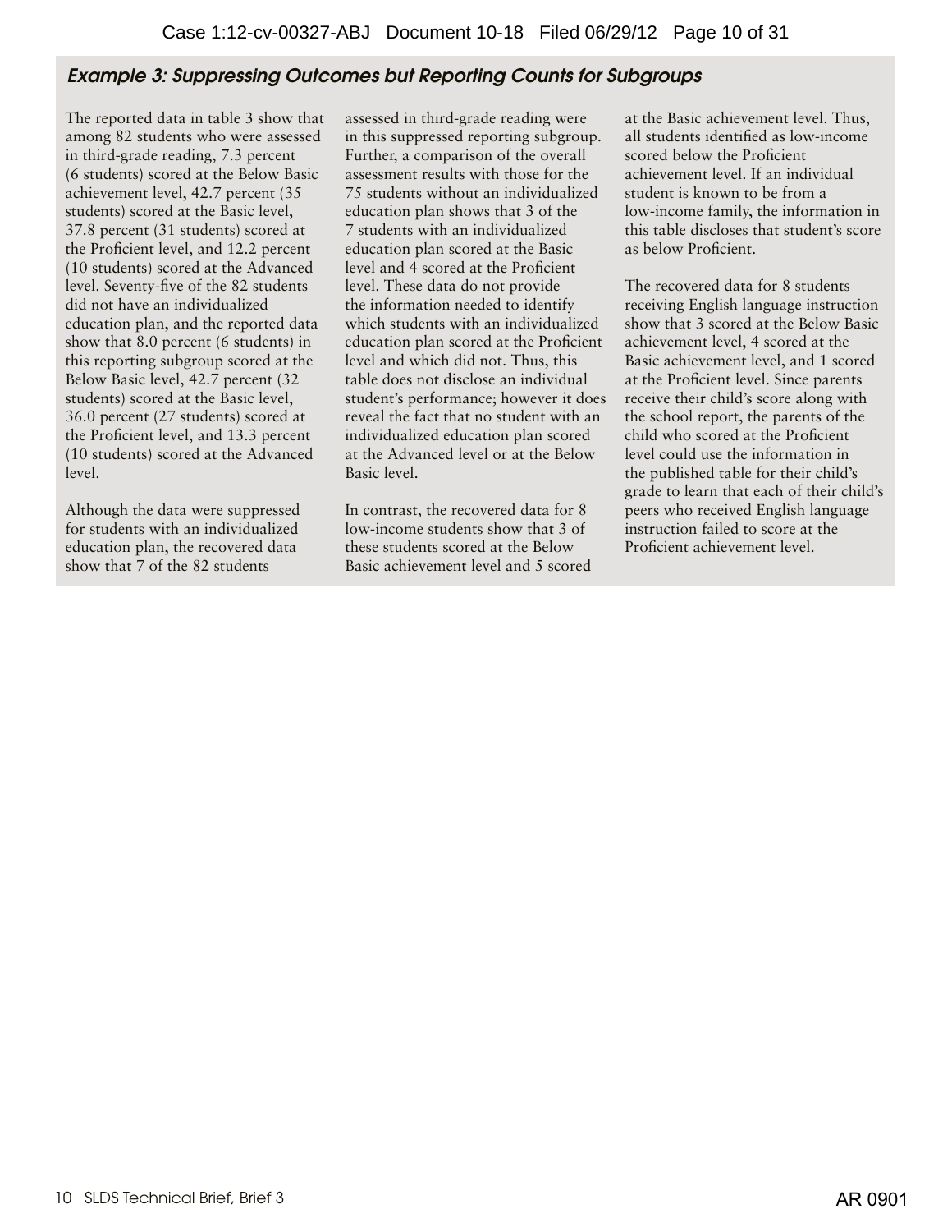### *Example 3: Suppressing Outcomes but Reporting Counts for Subgroups*

The reported data in table 3 show that among 82 students who were assessed in third-grade reading, 7.3 percent (6 students) scored at the Below Basic achievement level, 42.7 percent (35 students) scored at the Basic level, 37.8 percent (31 students) scored at the Proficient level, and 12.2 percent (10 students) scored at the Advanced level. Seventy-five of the 82 students did not have an individualized education plan, and the reported data show that 8.0 percent (6 students) in this reporting subgroup scored at the Below Basic level, 42.7 percent (32 students) scored at the Basic level, 36.0 percent (27 students) scored at the Proficient level, and 13.3 percent (10 students) scored at the Advanced level.

Although the data were suppressed for students with an individualized education plan, the recovered data show that 7 of the 82 students assessed in third-grade reading were in this suppressed reporting subgroup. Further, a comparison of the overall assessment results with those for the 75 students without an individualized education plan shows that 3 of the 7 students with an individualized education plan scored at the Basic level and 4 scored at the Proficient level. These data do not provide the information needed to identify which students with an individualized education plan scored at the Proficient level and which did not. Thus, this table does not disclose an individual student's performance; however it does reveal the fact that no student with an individualized education plan scored at the Advanced level or at the Below Basic level.

In contrast, the recovered data for 8 low-income students show that 3 of these students scored at the Below Basic achievement level and 5 scored at the Basic achievement level. Thus, all students identified as low-income scored below the Proficient achievement level. If an individual student is known to be from a low-income family, the information in this table discloses that student's score as below Proficient.

The recovered data for 8 students receiving English language instruction show that 3 scored at the Below Basic achievement level, 4 scored at the Basic achievement level, and 1 scored at the Proficient level. Since parents receive their child's score along with the school report, the parents of the child who scored at the Proficient level could use the information in the published table for their child's grade to learn that each of their child's peers who received English language instruction failed to score at the Proficient achievement level.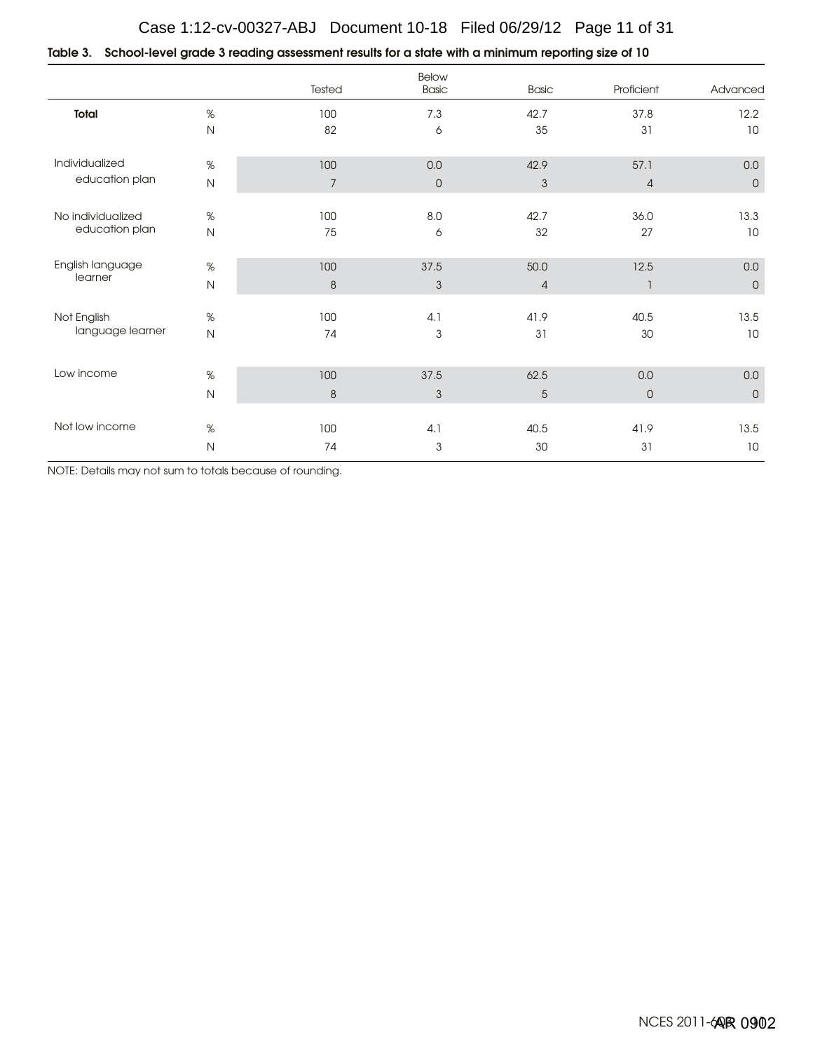**Table 3. School-level grade 3 reading assessment results for a state with a minimum reporting size of 10**

| | | Tested | Below Basic | Basic | Proficient | Advanced |
|---|---|---|---|---|---|---|
| **Total** | % | 100 | 7.3 | 42.7 | 37.8 | 12.2 |
| | N | 82 | 6 | 35 | 31 | 10 |
| Individualized education plan | % | 100 | 0.0 | 42.9 | 57.1 | 0.0 |
| | N | 7 | 0 | 3 | 4 | 0 |
| No individualized education plan | % | 100 | 8.0 | 42.7 | 36.0 | 13.3 |
| | N | 75 | 6 | 32 | 27 | 10 |
| English language learner | % | 100 | 37.5 | 50.0 | 12.5 | 0.0 |
| | N | 8 | 3 | 4 | 1 | 0 |
| Not English language learner | % | 100 | 4.1 | 41.9 | 40.5 | 13.5 |
| | N | 74 | 3 | 31 | 30 | 10 |
| Low income | % | 100 | 37.5 | 62.5 | 0.0 | 0.0 |
| | N | 8 | 3 | 5 | 0 | 0 |
| Not low income | % | 100 | 4.1 | 40.5 | 41.9 | 13.5 |
| | N | 74 | 3 | 30 | 31 | 10 |

NOTE: Details may not sum to totals because of rounding.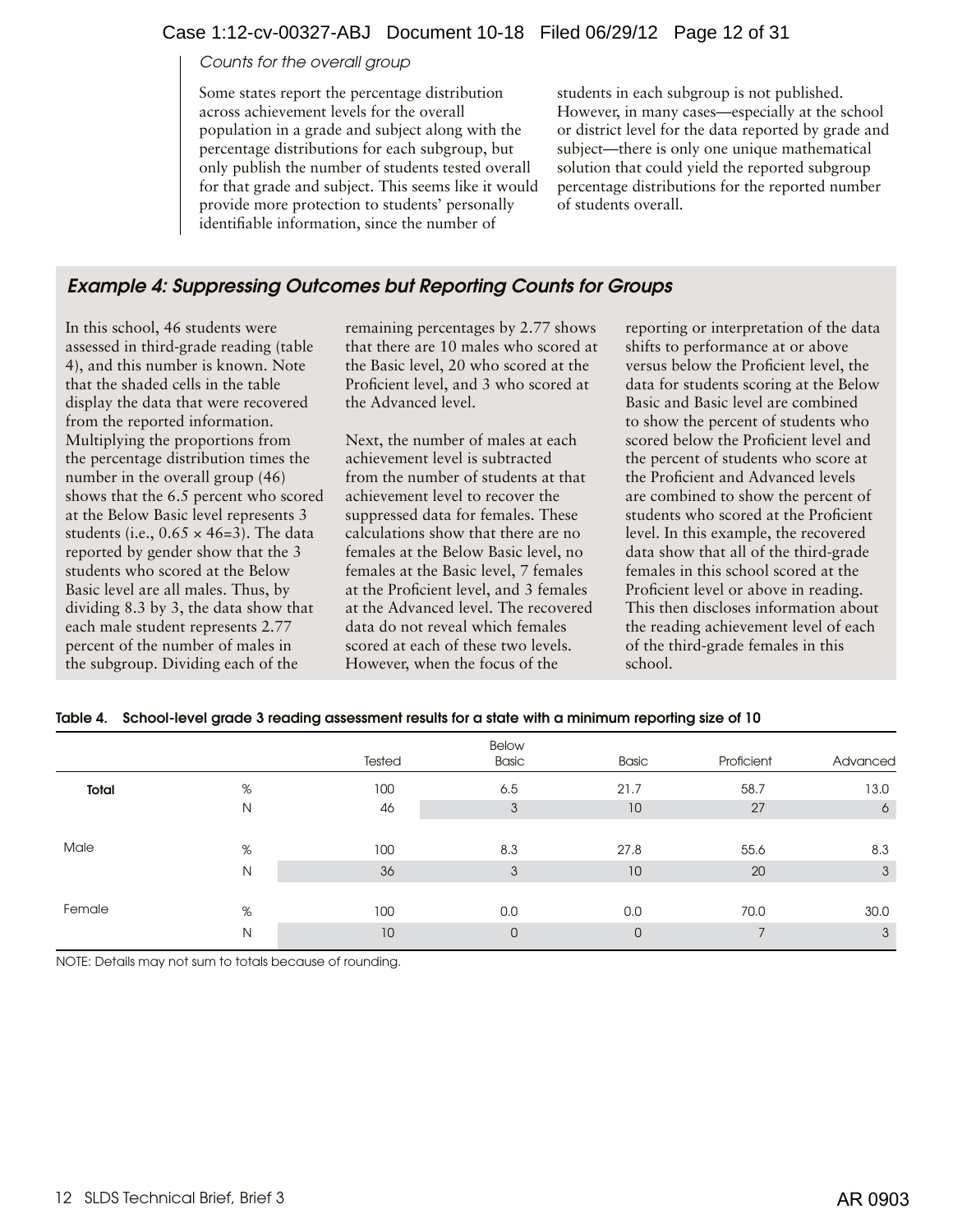*Counts for the overall group*

Some states report the percentage distribution across achievement levels for the overall population in a grade and subject along with the percentage distributions for each subgroup, but only publish the number of students tested overall for that grade and subject. This seems like it would provide more protection to students' personally identifiable information, since the number of students in each subgroup is not published. However, in many cases—especially at the school or district level for the data reported by grade and subject—there is only one unique mathematical solution that could yield the reported subgroup percentage distributions for the reported number of students overall.

## *Example 4: Suppressing Outcomes but Reporting Counts for Groups*

In this school, 46 students were assessed in third-grade reading (table 4), and this number is known. Note that the shaded cells in the table display the data that were recovered from the reported information. Multiplying the proportions from the percentage distribution times the number in the overall group (46) shows that the 6.5 percent who scored at the Below Basic level represents 3 students (i.e., $0.65 \times 46{=}3$). The data reported by gender show that the 3 students who scored at the Below Basic level are all males. Thus, by dividing 8.3 by 3, the data show that each male student represents 2.77 percent of the number of males in the subgroup. Dividing each of the remaining percentages by 2.77 shows that there are 10 males who scored at the Basic level, 20 who scored at the Proficient level, and 3 who scored at the Advanced level.

Next, the number of males at each achievement level is subtracted from the number of students at that achievement level to recover the suppressed data for females. These calculations show that there are no females at the Below Basic level, no females at the Basic level, 7 females at the Proficient level, and 3 females at the Advanced level. The recovered data do not reveal which females scored at each of these two levels. However, when the focus of the reporting or interpretation of the data shifts to performance at or above versus below the Proficient level, the data for students scoring at the Below Basic and Basic level are combined to show the percent of students who scored below the Proficient level and the percent of students who score at the Proficient and Advanced levels are combined to show the percent of students who scored at the Proficient level. In this example, the recovered data show that all of the third-grade females in this school scored at the Proficient level or above in reading. This then discloses information about the reading achievement level of each of the third-grade females in this school.

**Table 4. School-level grade 3 reading assessment results for a state with a minimum reporting size of 10**

| | | Tested | Below Basic | Basic | Proficient | Advanced |
|---|---|---|---|---|---|---|
| **Total** | % | 100 | 6.5 | 21.7 | 58.7 | 13.0 |
| | N | 46 | 3 | 10 | 27 | 6 |
| Male | % | 100 | 8.3 | 27.8 | 55.6 | 8.3 |
| | N | 36 | 3 | 10 | 20 | 3 |
| Female | % | 100 | 0.0 | 0.0 | 70.0 | 30.0 |
| | N | 10 | 0 | 0 | 7 | 3 |

NOTE: Details may not sum to totals because of rounding.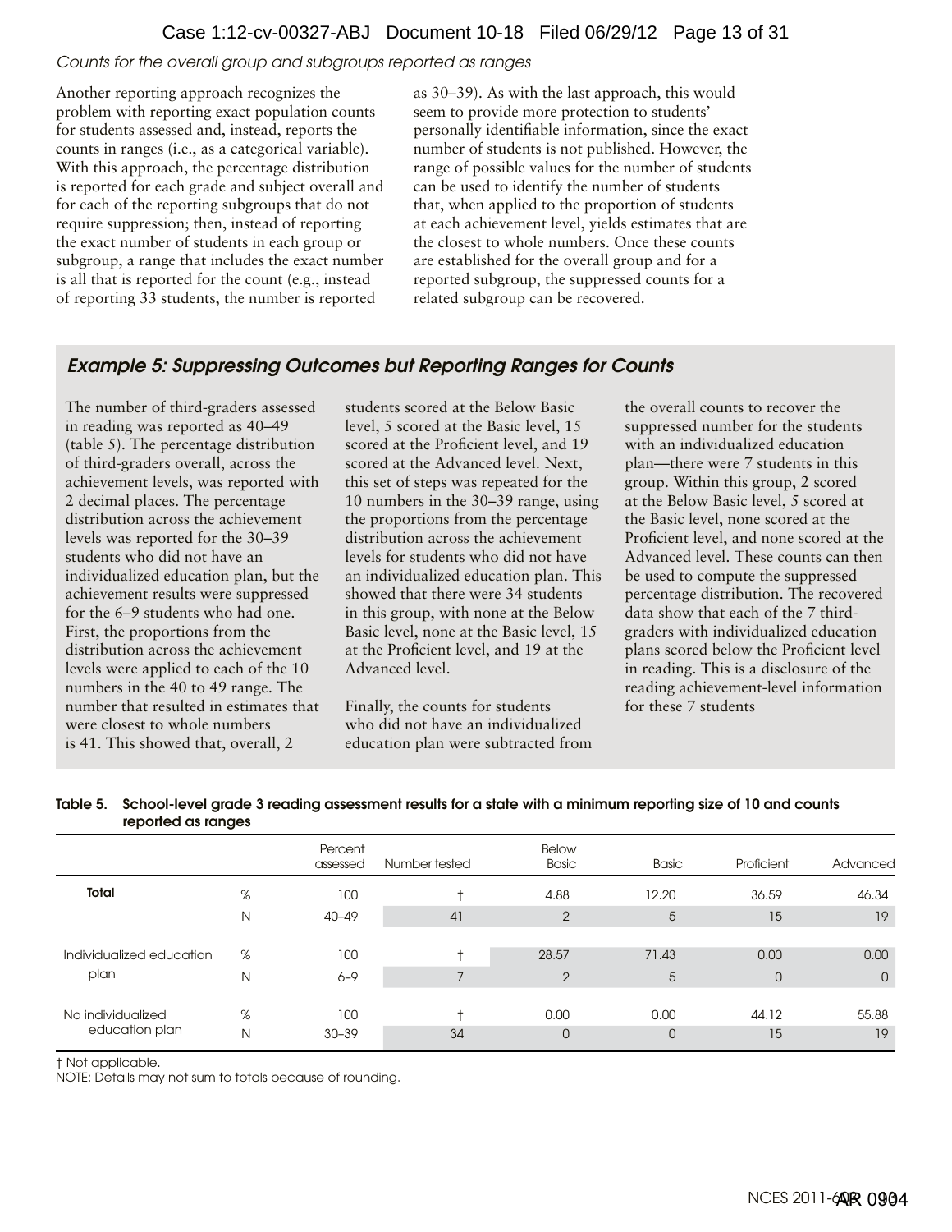*Counts for the overall group and subgroups reported as ranges*

Another reporting approach recognizes the problem with reporting exact population counts for students assessed and, instead, reports the counts in ranges (i.e., as a categorical variable). With this approach, the percentage distribution is reported for each grade and subject overall and for each of the reporting subgroups that do not require suppression; then, instead of reporting the exact number of students in each group or subgroup, a range that includes the exact number is all that is reported for the count (e.g., instead of reporting 33 students, the number is reported as 30–39). As with the last approach, this would seem to provide more protection to students' personally identifiable information, since the exact number of students is not published. However, the range of possible values for the number of students can be used to identify the number of students that, when applied to the proportion of students at each achievement level, yields estimates that are the closest to whole numbers. Once these counts are established for the overall group and for a reported subgroup, the suppressed counts for a related subgroup can be recovered.

### *Example 5: Suppressing Outcomes but Reporting Ranges for Counts*

The number of third-graders assessed in reading was reported as 40–49 (table 5). The percentage distribution of third-graders overall, across the achievement levels, was reported with 2 decimal places. The percentage distribution across the achievement levels was reported for the 30–39 students who did not have an individualized education plan, but the achievement results were suppressed for the 6–9 students who had one. First, the proportions from the distribution across the achievement levels were applied to each of the 10 numbers in the 40 to 49 range. The number that resulted in estimates that were closest to whole numbers is 41. This showed that, overall, 2 students scored at the Below Basic level, 5 scored at the Basic level, 15 scored at the Proficient level, and 19 scored at the Advanced level. Next, this set of steps was repeated for the 10 numbers in the 30–39 range, using the proportions from the percentage distribution across the achievement levels for students who did not have an individualized education plan. This showed that there were 34 students in this group, with none at the Below Basic level, none at the Basic level, 15 at the Proficient level, and 19 at the Advanced level.

Finally, the counts for students who did not have an individualized education plan were subtracted from the overall counts to recover the suppressed number for the students with an individualized education plan—there were 7 students in this group. Within this group, 2 scored at the Below Basic level, 5 scored at the Basic level, none scored at the Proficient level, and none scored at the Advanced level. These counts can then be used to compute the suppressed percentage distribution. The recovered data show that each of the 7 third-graders with individualized education plans scored below the Proficient level in reading. This is a disclosure of the reading achievement-level information for these 7 students

**Table 5. School-level grade 3 reading assessment results for a state with a minimum reporting size of 10 and counts reported as ranges**

| | | Percent assessed | Number tested | Below Basic | Basic | Proficient | Advanced |
|---|---|---|---|---|---|---|---|
| **Total** | % | 100 | † | 4.88 | 12.20 | 36.59 | 46.34 |
| | N | 40–49 | 41 | 2 | 5 | 15 | 19 |
| Individualized education plan | % | 100 | † | 28.57 | 71.43 | 0.00 | 0.00 |
| | N | 6–9 | 7 | 2 | 5 | 0 | 0 |
| No individualized education plan | % | 100 | † | 0.00 | 0.00 | 44.12 | 55.88 |
| | N | 30–39 | 34 | 0 | 0 | 15 | 19 |

† Not applicable.
NOTE: Details may not sum to totals because of rounding.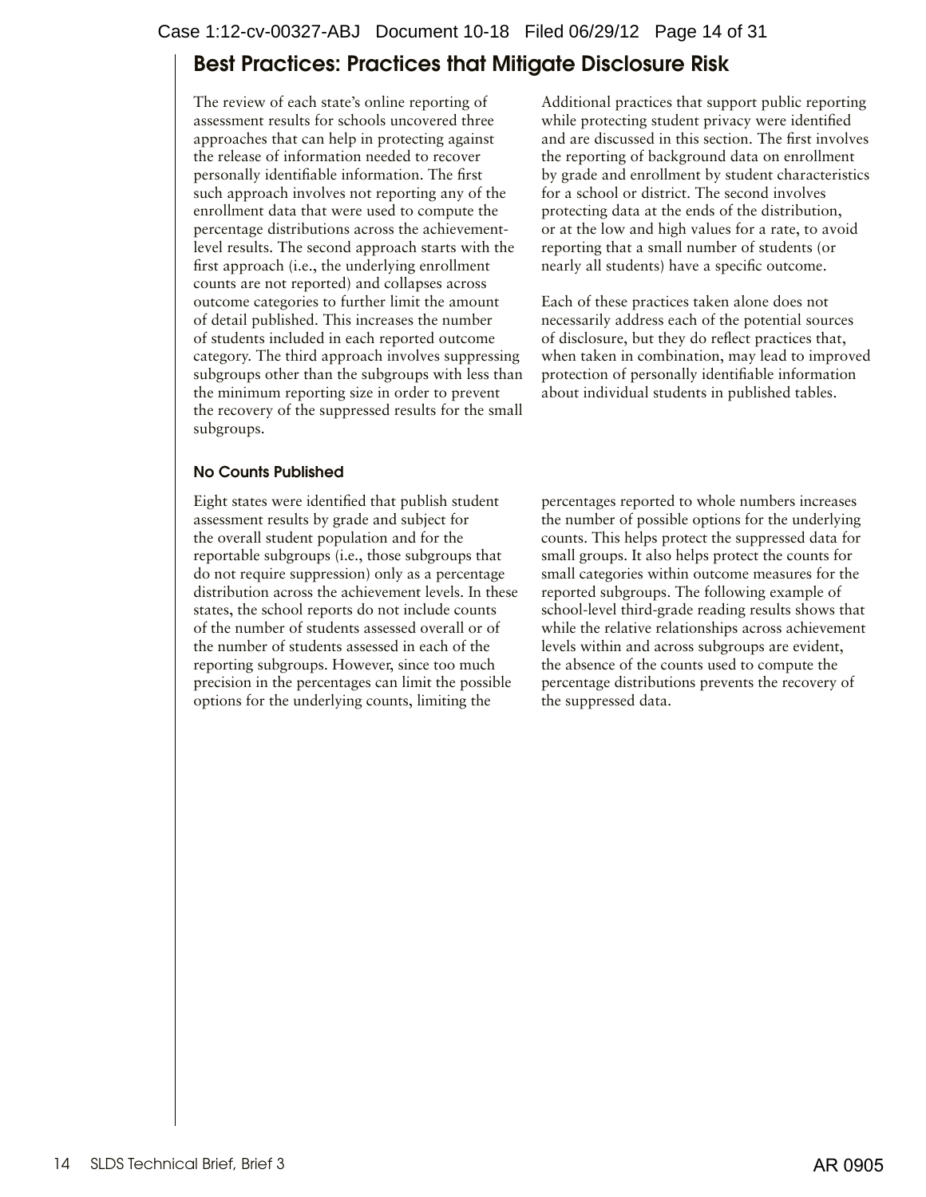## Best Practices: Practices that Mitigate Disclosure Risk

The review of each state's online reporting of assessment results for schools uncovered three approaches that can help in protecting against the release of information needed to recover personally identifiable information. The first such approach involves not reporting any of the enrollment data that were used to compute the percentage distributions across the achievement-level results. The second approach starts with the first approach (i.e., the underlying enrollment counts are not reported) and collapses across outcome categories to further limit the amount of detail published. This increases the number of students included in each reported outcome category. The third approach involves suppressing subgroups other than the subgroups with less than the minimum reporting size in order to prevent the recovery of the suppressed results for the small subgroups.

Additional practices that support public reporting while protecting student privacy were identified and are discussed in this section. The first involves the reporting of background data on enrollment by grade and enrollment by student characteristics for a school or district. The second involves protecting data at the ends of the distribution, or at the low and high values for a rate, to avoid reporting that a small number of students (or nearly all students) have a specific outcome.

Each of these practices taken alone does not necessarily address each of the potential sources of disclosure, but they do reflect practices that, when taken in combination, may lead to improved protection of personally identifiable information about individual students in published tables.

### No Counts Published

Eight states were identified that publish student assessment results by grade and subject for the overall student population and for the reportable subgroups (i.e., those subgroups that do not require suppression) only as a percentage distribution across the achievement levels. In these states, the school reports do not include counts of the number of students assessed overall or of the number of students assessed in each of the reporting subgroups. However, since too much precision in the percentages can limit the possible options for the underlying counts, limiting the percentages reported to whole numbers increases the number of possible options for the underlying counts. This helps protect the suppressed data for small groups. It also helps protect the counts for small categories within outcome measures for the reported subgroups. The following example of school-level third-grade reading results shows that while the relative relationships across achievement levels within and across subgroups are evident, the absence of the counts used to compute the percentage distributions prevents the recovery of the suppressed data.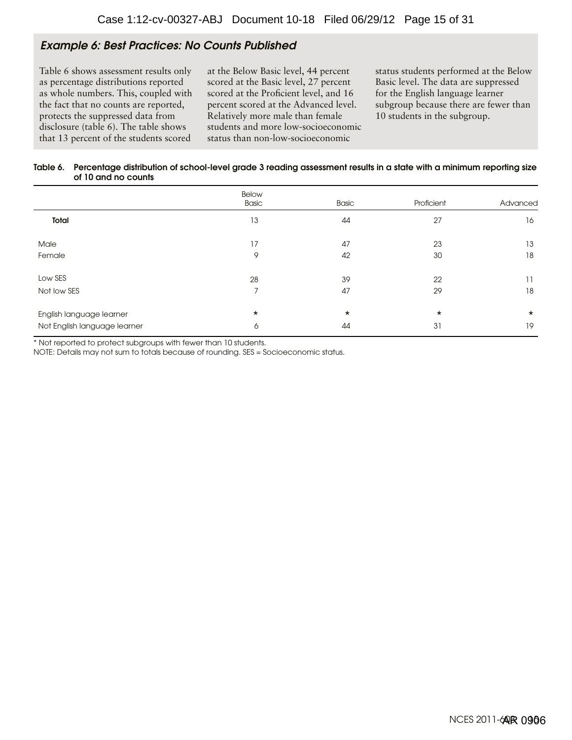## *Example 6: Best Practices: No Counts Published*

Table 6 shows assessment results only as percentage distributions reported as whole numbers. This, coupled with the fact that no counts are reported, protects the suppressed data from disclosure (table 6). The table shows that 13 percent of the students scored at the Below Basic level, 44 percent scored at the Basic level, 27 percent scored at the Proficient level, and 16 percent scored at the Advanced level. Relatively more male than female students and more low-socioeconomic status than non-low-socioeconomic status students performed at the Below Basic level. The data are suppressed for the English language learner subgroup because there are fewer than 10 students in the subgroup.

**Table 6. Percentage distribution of school-level grade 3 reading assessment results in a state with a minimum reporting size of 10 and no counts**

| | Below Basic | Basic | Proficient | Advanced |
|---|---|---|---|---|
| **Total** | 13 | 44 | 27 | 16 |
| Male | 17 | 47 | 23 | 13 |
| Female | 9 | 42 | 30 | 18 |
| Low SES | 28 | 39 | 22 | 11 |
| Not low SES | 7 | 47 | 29 | 18 |
| English language learner | * | * | * | * |
| Not English language learner | 6 | 44 | 31 | 19 |

* Not reported to protect subgroups with fewer than 10 students.
NOTE: Details may not sum to totals because of rounding. SES = Socioeconomic status.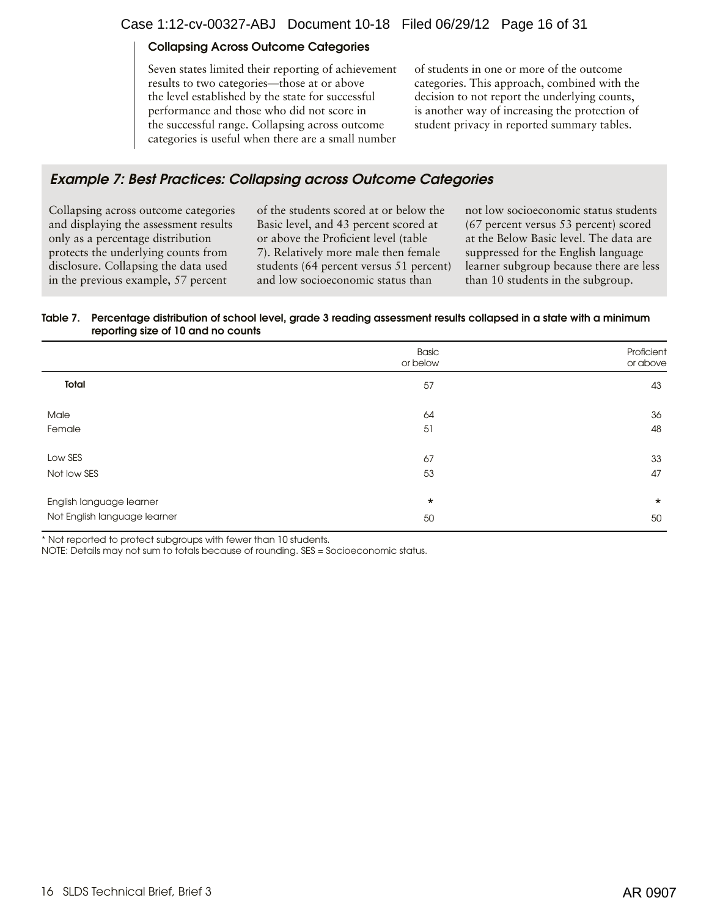### Collapsing Across Outcome Categories

Seven states limited their reporting of achievement results to two categories—those at or above the level established by the state for successful performance and those who did not score in the successful range. Collapsing across outcome categories is useful when there are a small number of students in one or more of the outcome categories. This approach, combined with the decision to not report the underlying counts, is another way of increasing the protection of student privacy in reported summary tables.

## *Example 7: Best Practices: Collapsing across Outcome Categories*

Collapsing across outcome categories and displaying the assessment results only as a percentage distribution protects the underlying counts from disclosure. Collapsing the data used in the previous example, 57 percent of the students scored at or below the Basic level, and 43 percent scored at or above the Proficient level (table 7). Relatively more male then female students (64 percent versus 51 percent) and low socioeconomic status than not low socioeconomic status students (67 percent versus 53 percent) scored at the Below Basic level. The data are suppressed for the English language learner subgroup because there are less than 10 students in the subgroup.

**Table 7. Percentage distribution of school level, grade 3 reading assessment results collapsed in a state with a minimum reporting size of 10 and no counts**

| | Basic or below | Proficient or above |
|---|---|---|
| **Total** | 57 | 43 |
| Male | 64 | 36 |
| Female | 51 | 48 |
| Low SES | 67 | 33 |
| Not low SES | 53 | 47 |
| English language learner | * | * |
| Not English language learner | 50 | 50 |

\* Not reported to protect subgroups with fewer than 10 students.
NOTE: Details may not sum to totals because of rounding. SES = Socioeconomic status.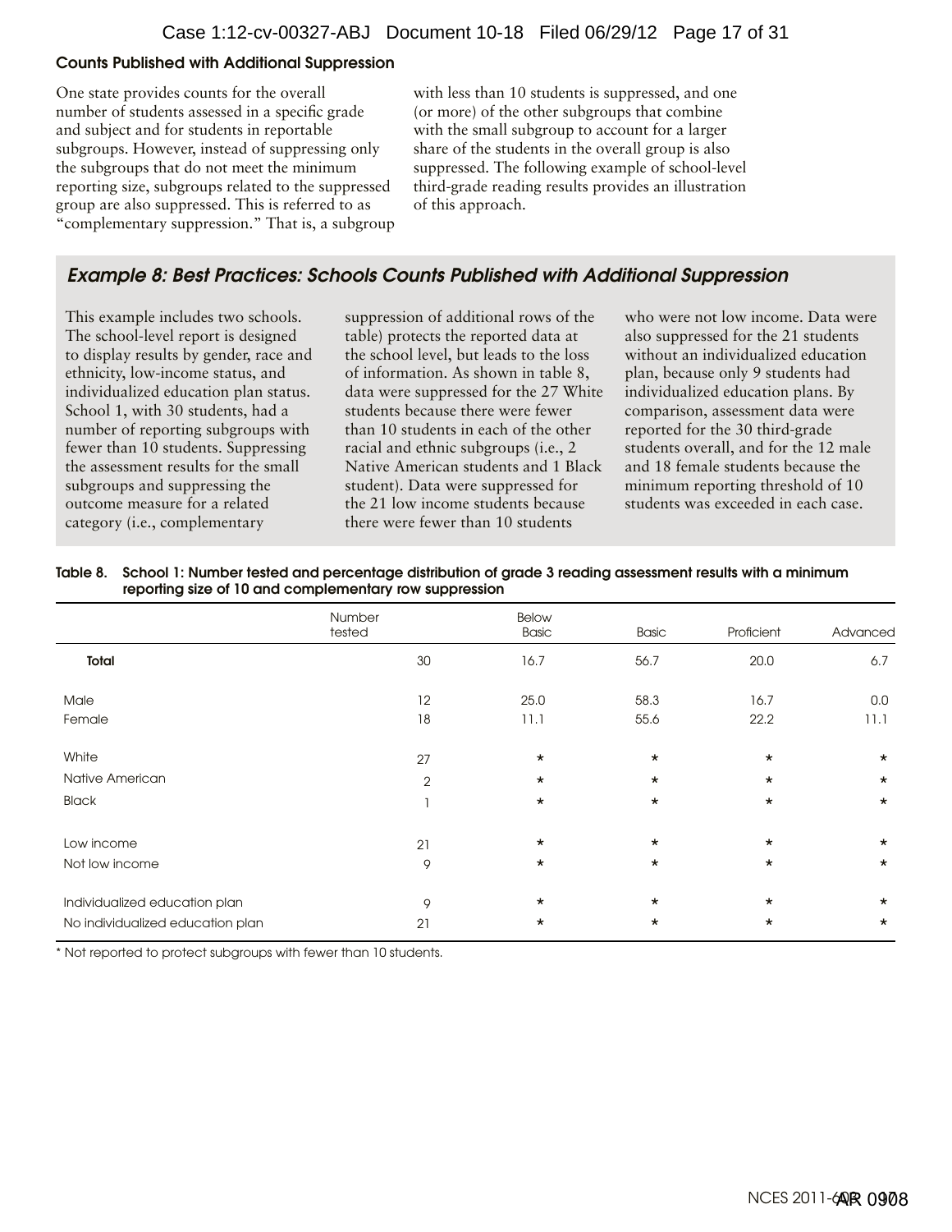### Counts Published with Additional Suppression

One state provides counts for the overall number of students assessed in a specific grade and subject and for students in reportable subgroups. However, instead of suppressing only the subgroups that do not meet the minimum reporting size, subgroups related to the suppressed group are also suppressed. This is referred to as "complementary suppression." That is, a subgroup with less than 10 students is suppressed, and one (or more) of the other subgroups that combine with the small subgroup to account for a larger share of the students in the overall group is also suppressed. The following example of school-level third-grade reading results provides an illustration of this approach.

## *Example 8: Best Practices: Schools Counts Published with Additional Suppression*

This example includes two schools. The school-level report is designed to display results by gender, race and ethnicity, low-income status, and individualized education plan status. School 1, with 30 students, had a number of reporting subgroups with fewer than 10 students. Suppressing the assessment results for the small subgroups and suppressing the outcome measure for a related category (i.e., complementary suppression of additional rows of the table) protects the reported data at the school level, but leads to the loss of information. As shown in table 8, data were suppressed for the 27 White students because there were fewer than 10 students in each of the other racial and ethnic subgroups (i.e., 2 Native American students and 1 Black student). Data were suppressed for the 21 low income students because there were fewer than 10 students who were not low income. Data were also suppressed for the 21 students without an individualized education plan, because only 9 students had individualized education plans. By comparison, assessment data were reported for the 30 third-grade students overall, and for the 12 male and 18 female students because the minimum reporting threshold of 10 students was exceeded in each case.

**Table 8. School 1: Number tested and percentage distribution of grade 3 reading assessment results with a minimum reporting size of 10 and complementary row suppression**

| | Number tested | Below Basic | Basic | Proficient | Advanced |
|---|---|---|---|---|---|
| **Total** | 30 | 16.7 | 56.7 | 20.0 | 6.7 |
| Male | 12 | 25.0 | 58.3 | 16.7 | 0.0 |
| Female | 18 | 11.1 | 55.6 | 22.2 | 11.1 |
| White | 27 | * | * | * | * |
| Native American | 2 | * | * | * | * |
| Black | 1 | * | * | * | * |
| Low income | 21 | * | * | * | * |
| Not low income | 9 | * | * | * | * |
| Individualized education plan | 9 | * | * | * | * |
| No individualized education plan | 21 | * | * | * | * |

* Not reported to protect subgroups with fewer than 10 students.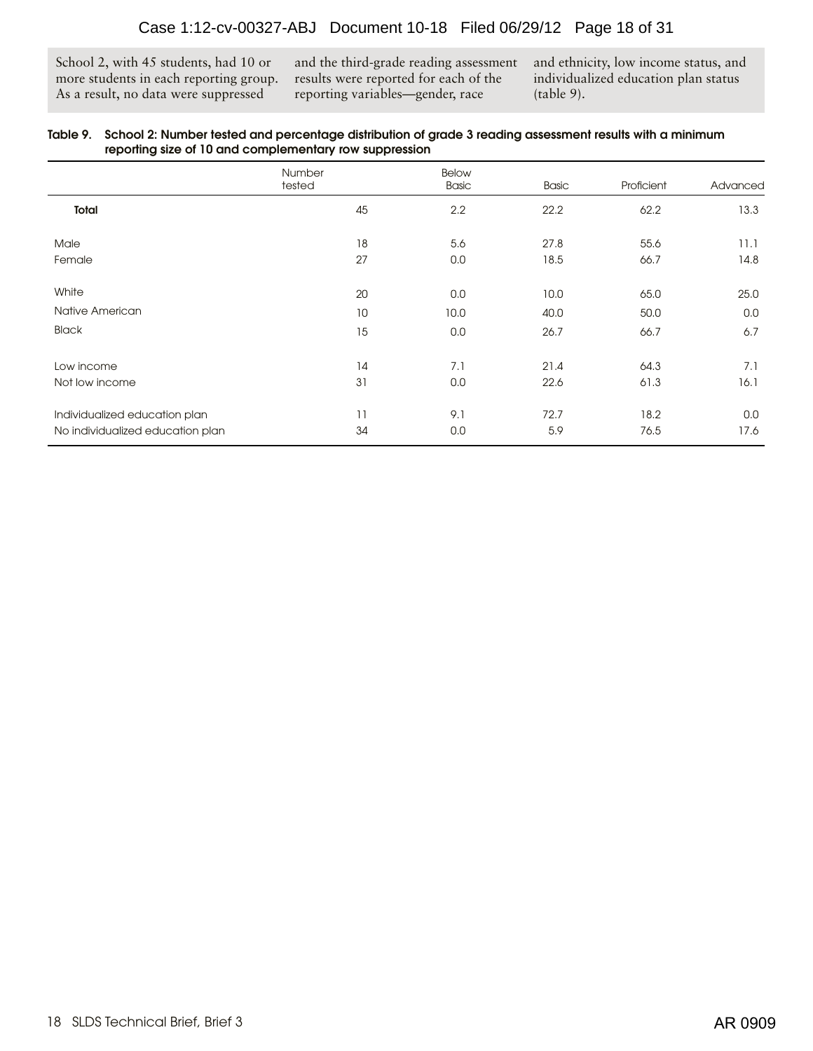School 2, with 45 students, had 10 or more students in each reporting group. As a result, no data were suppressed and the third-grade reading assessment results were reported for each of the reporting variables—gender, race and ethnicity, low income status, and individualized education plan status (table 9).

**Table 9. School 2: Number tested and percentage distribution of grade 3 reading assessment results with a minimum reporting size of 10 and complementary row suppression**

| | Number tested | Below Basic | Basic | Proficient | Advanced |
|---|---|---|---|---|---|
| **Total** | 45 | 2.2 | 22.2 | 62.2 | 13.3 |
| Male | 18 | 5.6 | 27.8 | 55.6 | 11.1 |
| Female | 27 | 0.0 | 18.5 | 66.7 | 14.8 |
| White | 20 | 0.0 | 10.0 | 65.0 | 25.0 |
| Native American | 10 | 10.0 | 40.0 | 50.0 | 0.0 |
| Black | 15 | 0.0 | 26.7 | 66.7 | 6.7 |
| Low income | 14 | 7.1 | 21.4 | 64.3 | 7.1 |
| Not low income | 31 | 0.0 | 22.6 | 61.3 | 16.1 |
| Individualized education plan | 11 | 9.1 | 72.7 | 18.2 | 0.0 |
| No individualized education plan | 34 | 0.0 | 5.9 | 76.5 | 17.6 |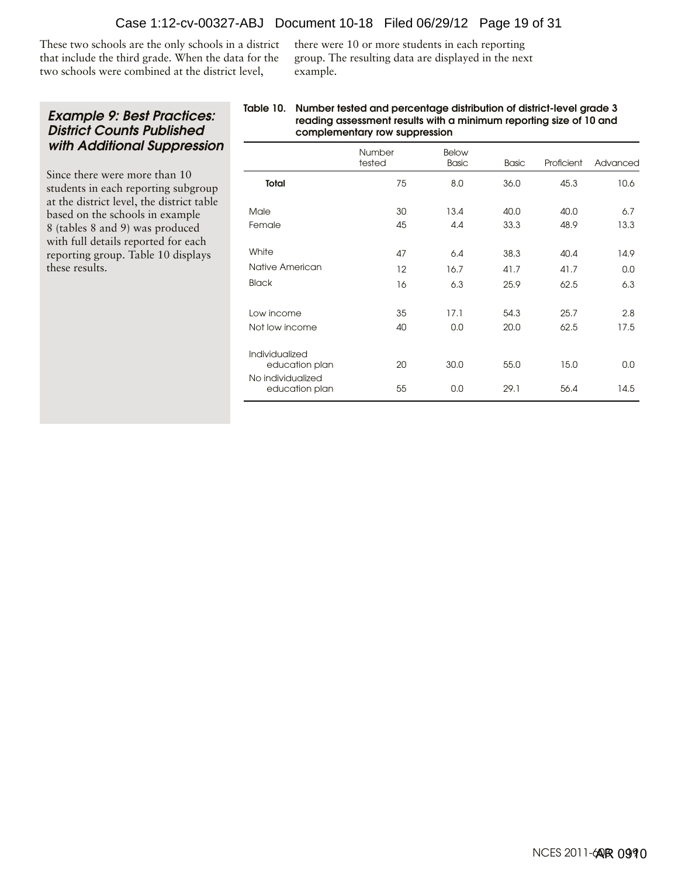These two schools are the only schools in a district that include the third grade. When the data for the two schools were combined at the district level, there were 10 or more students in each reporting group. The resulting data are displayed in the next example.

### *Example 9: Best Practices: District Counts Published with Additional Suppression*

Since there were more than 10 students in each reporting subgroup at the district level, the district table based on the schools in example 8 (tables 8 and 9) was produced with full details reported for each reporting group. Table 10 displays these results.

**Table 10. Number tested and percentage distribution of district-level grade 3 reading assessment results with a minimum reporting size of 10 and complementary row suppression**

| | Number tested | Below Basic | Basic | Proficient | Advanced |
|---|---|---|---|---|---|
| **Total** | 75 | 8.0 | 36.0 | 45.3 | 10.6 |
| Male | 30 | 13.4 | 40.0 | 40.0 | 6.7 |
| Female | 45 | 4.4 | 33.3 | 48.9 | 13.3 |
| White | 47 | 6.4 | 38.3 | 40.4 | 14.9 |
| Native American | 12 | 16.7 | 41.7 | 41.7 | 0.0 |
| Black | 16 | 6.3 | 25.9 | 62.5 | 6.3 |
| Low income | 35 | 17.1 | 54.3 | 25.7 | 2.8 |
| Not low income | 40 | 0.0 | 20.0 | 62.5 | 17.5 |
| Individualized education plan | 20 | 30.0 | 55.0 | 15.0 | 0.0 |
| No individualized education plan | 55 | 0.0 | 29.1 | 56.4 | 14.5 |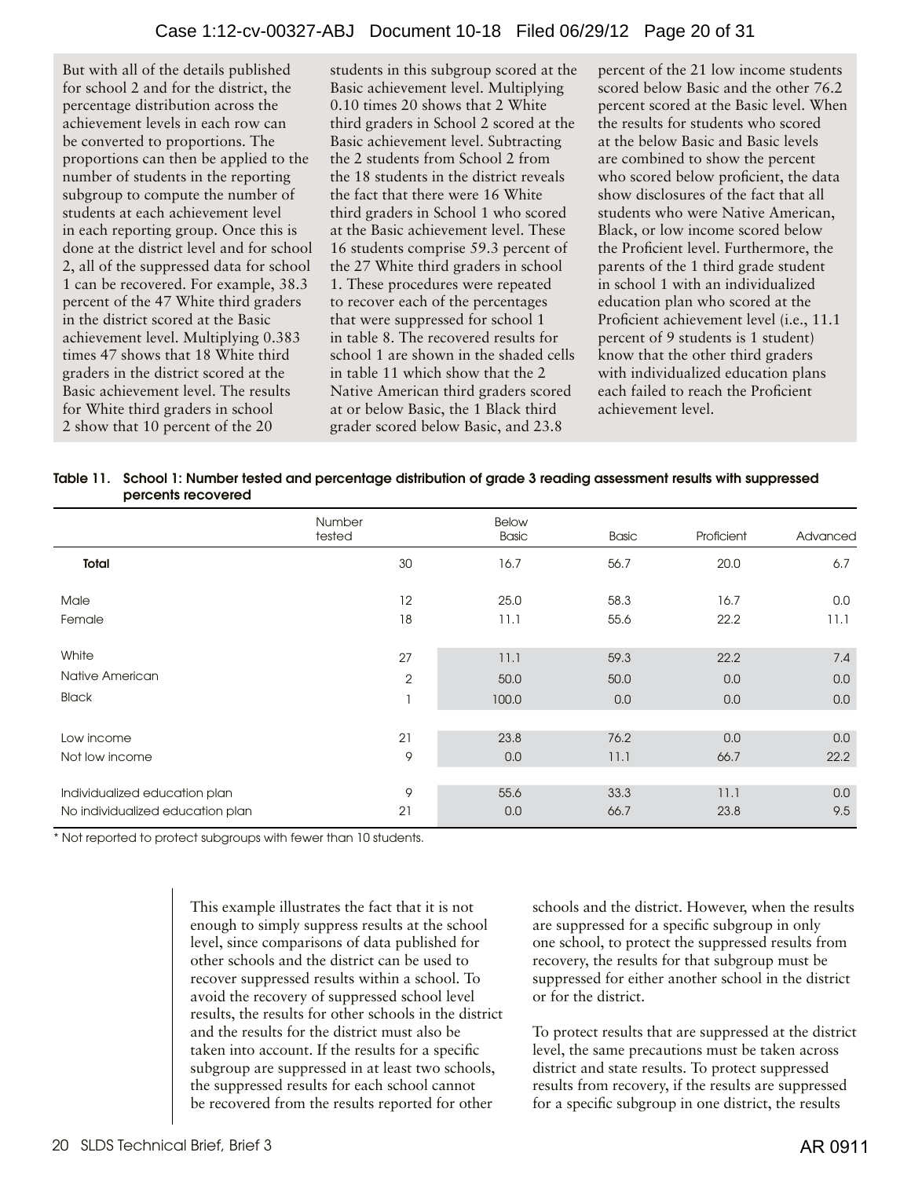But with all of the details published for school 2 and for the district, the percentage distribution across the achievement levels in each row can be converted to proportions. The proportions can then be applied to the number of students in the reporting subgroup to compute the number of students at each achievement level in each reporting group. Once this is done at the district level and for school 2, all of the suppressed data for school 1 can be recovered. For example, 38.3 percent of the 47 White third graders in the district scored at the Basic achievement level. Multiplying 0.383 times 47 shows that 18 White third graders in the district scored at the Basic achievement level. The results for White third graders in school 2 show that 10 percent of the 20 students in this subgroup scored at the Basic achievement level. Multiplying 0.10 times 20 shows that 2 White third graders in School 2 scored at the Basic achievement level. Subtracting the 2 students from School 2 from the 18 students in the district reveals the fact that there were 16 White third graders in School 1 who scored at the Basic achievement level. These 16 students comprise 59.3 percent of the 27 White third graders in school 1. These procedures were repeated to recover each of the percentages that were suppressed for school 1 in table 8. The recovered results for school 1 are shown in the shaded cells in table 11 which show that the 2 Native American third graders scored at or below Basic, the 1 Black third grader scored below Basic, and 23.8 percent of the 21 low income students scored below Basic and the other 76.2 percent scored at the Basic level. When the results for students who scored at the below Basic and Basic levels are combined to show the percent who scored below proficient, the data show disclosures of the fact that all students who were Native American, Black, or low income scored below the Proficient level. Furthermore, the parents of the 1 third grade student in school 1 with an individualized education plan who scored at the Proficient achievement level (i.e., 11.1 percent of 9 students is 1 student) know that the other third graders with individualized education plans each failed to reach the Proficient achievement level.

**Table 11. School 1: Number tested and percentage distribution of grade 3 reading assessment results with suppressed percents recovered**

| | Number tested | Below Basic | Basic | Proficient | Advanced |
|---|---|---|---|---|---|
| **Total** | 30 | 16.7 | 56.7 | 20.0 | 6.7 |
| Male | 12 | 25.0 | 58.3 | 16.7 | 0.0 |
| Female | 18 | 11.1 | 55.6 | 22.2 | 11.1 |
| White | 27 | 11.1 | 59.3 | 22.2 | 7.4 |
| Native American | 2 | 50.0 | 50.0 | 0.0 | 0.0 |
| Black | 1 | 100.0 | 0.0 | 0.0 | 0.0 |
| Low income | 21 | 23.8 | 76.2 | 0.0 | 0.0 |
| Not low income | 9 | 0.0 | 11.1 | 66.7 | 22.2 |
| Individualized education plan | 9 | 55.6 | 33.3 | 11.1 | 0.0 |
| No individualized education plan | 21 | 0.0 | 66.7 | 23.8 | 9.5 |

* Not reported to protect subgroups with fewer than 10 students.

This example illustrates the fact that it is not enough to simply suppress results at the school level, since comparisons of data published for other schools and the district can be used to recover suppressed results within a school. To avoid the recovery of suppressed school level results, the results for other schools in the district and the results for the district must also be taken into account. If the results for a specific subgroup are suppressed in at least two schools, the suppressed results for each school cannot be recovered from the results reported for other schools and the district. However, when the results are suppressed for a specific subgroup in only one school, to protect the suppressed results from recovery, the results for that subgroup must be suppressed for either another school in the district or for the district.

To protect results that are suppressed at the district level, the same precautions must be taken across district and state results. To protect suppressed results from recovery, if the results are suppressed for a specific subgroup in one district, the results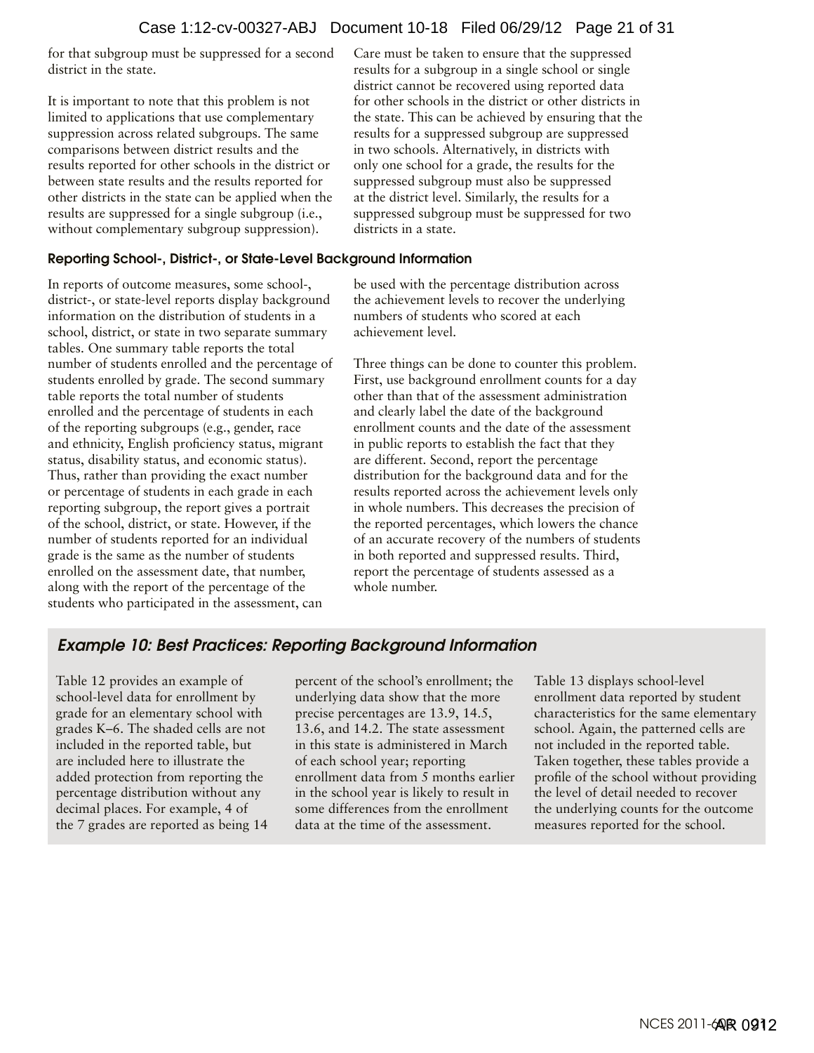for that subgroup must be suppressed for a second district in the state.

It is important to note that this problem is not limited to applications that use complementary suppression across related subgroups. The same comparisons between district results and the results reported for other schools in the district or between state results and the results reported for other districts in the state can be applied when the results are suppressed for a single subgroup (i.e., without complementary subgroup suppression).

Care must be taken to ensure that the suppressed results for a subgroup in a single school or single district cannot be recovered using reported data for other schools in the district or other districts in the state. This can be achieved by ensuring that the results for a suppressed subgroup are suppressed in two schools. Alternatively, in districts with only one school for a grade, the results for the suppressed subgroup must also be suppressed at the district level. Similarly, the results for a suppressed subgroup must be suppressed for two districts in a state.

#### Reporting School-, District-, or State-Level Background Information

In reports of outcome measures, some school-, district-, or state-level reports display background information on the distribution of students in a school, district, or state in two separate summary tables. One summary table reports the total number of students enrolled and the percentage of students enrolled by grade. The second summary table reports the total number of students enrolled and the percentage of students in each of the reporting subgroups (e.g., gender, race and ethnicity, English proficiency status, migrant status, disability status, and economic status). Thus, rather than providing the exact number or percentage of students in each grade in each reporting subgroup, the report gives a portrait of the school, district, or state. However, if the number of students reported for an individual grade is the same as the number of students enrolled on the assessment date, that number, along with the report of the percentage of the students who participated in the assessment, can be used with the percentage distribution across the achievement levels to recover the underlying numbers of students who scored at each achievement level.

Three things can be done to counter this problem. First, use background enrollment counts for a day other than that of the assessment administration and clearly label the date of the background enrollment counts and the date of the assessment in public reports to establish the fact that they are different. Second, report the percentage distribution for the background data and for the results reported across the achievement levels only in whole numbers. This decreases the precision of the reported percentages, which lowers the chance of an accurate recovery of the numbers of students in both reported and suppressed results. Third, report the percentage of students assessed as a whole number.

### *Example 10: Best Practices: Reporting Background Information*

Table 12 provides an example of school-level data for enrollment by grade for an elementary school with grades K–6. The shaded cells are not included in the reported table, but are included here to illustrate the added protection from reporting the percentage distribution without any decimal places. For example, 4 of the 7 grades are reported as being 14 percent of the school's enrollment; the underlying data show that the more precise percentages are 13.9, 14.5, 13.6, and 14.2. The state assessment in this state is administered in March of each school year; reporting enrollment data from 5 months earlier in the school year is likely to result in some differences from the enrollment data at the time of the assessment.

Table 13 displays school-level enrollment data reported by student characteristics for the same elementary school. Again, the patterned cells are not included in the reported table. Taken together, these tables provide a profile of the school without providing the level of detail needed to recover the underlying counts for the outcome measures reported for the school.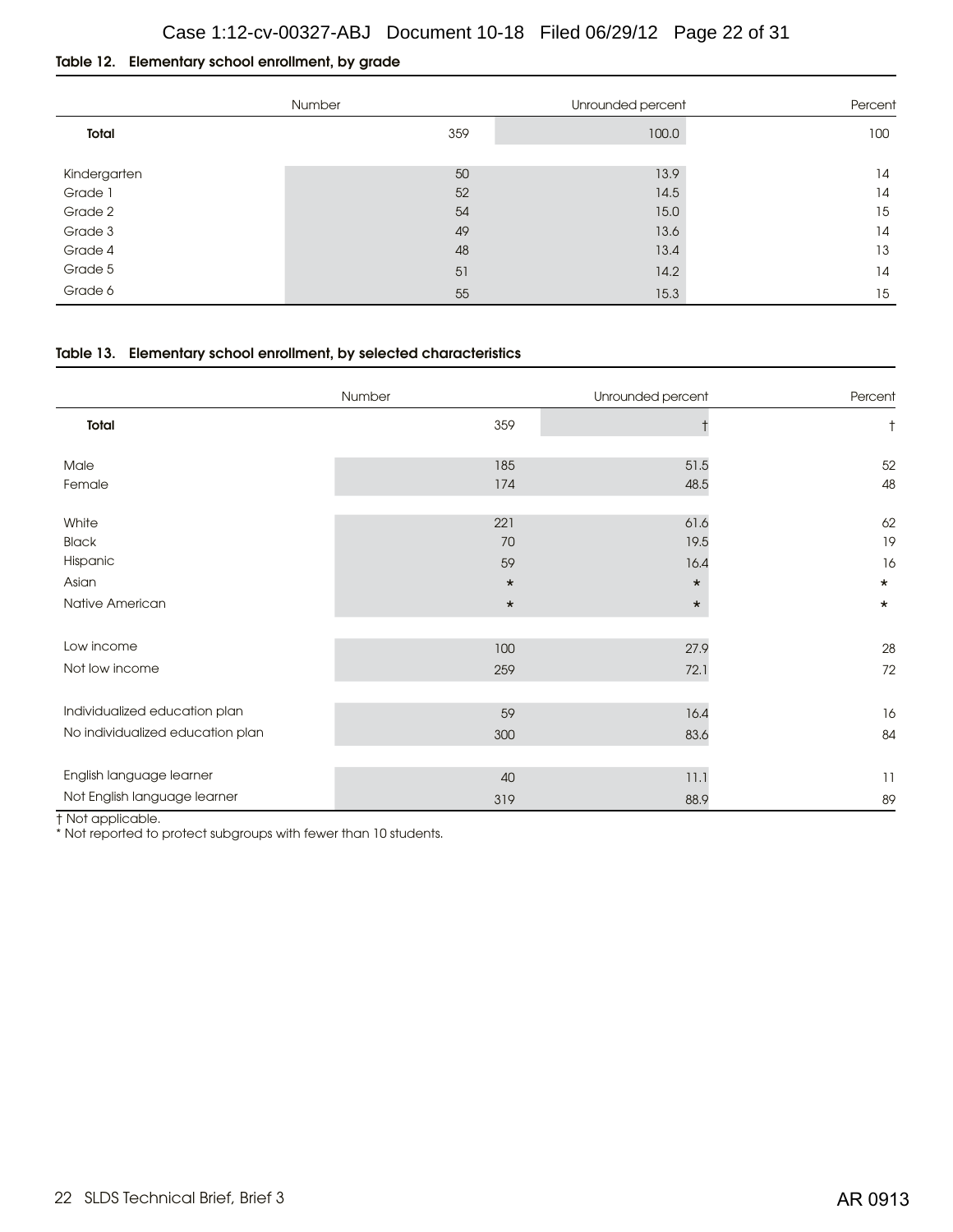Table 12. Elementary school enrollment, by grade

| | Number | Unrounded percent | Percent |
|---|---|---|---|
| **Total** | 359 | 100.0 | 100 |
| Kindergarten | 50 | 13.9 | 14 |
| Grade 1 | 52 | 14.5 | 14 |
| Grade 2 | 54 | 15.0 | 15 |
| Grade 3 | 49 | 13.6 | 14 |
| Grade 4 | 48 | 13.4 | 13 |
| Grade 5 | 51 | 14.2 | 14 |
| Grade 6 | 55 | 15.3 | 15 |

Table 13. Elementary school enrollment, by selected characteristics

| | Number | Unrounded percent | Percent |
|---|---|---|---|
| **Total** | 359 | † | † |
| Male | 185 | 51.5 | 52 |
| Female | 174 | 48.5 | 48 |
| White | 221 | 61.6 | 62 |
| Black | 70 | 19.5 | 19 |
| Hispanic | 59 | 16.4 | 16 |
| Asian | * | * | * |
| Native American | * | * | * |
| Low income | 100 | 27.9 | 28 |
| Not low income | 259 | 72.1 | 72 |
| Individualized education plan | 59 | 16.4 | 16 |
| No individualized education plan | 300 | 83.6 | 84 |
| English language learner | 40 | 11.1 | 11 |
| Not English language learner | 319 | 88.9 | 89 |

† Not applicable.
* Not reported to protect subgroups with fewer than 10 students.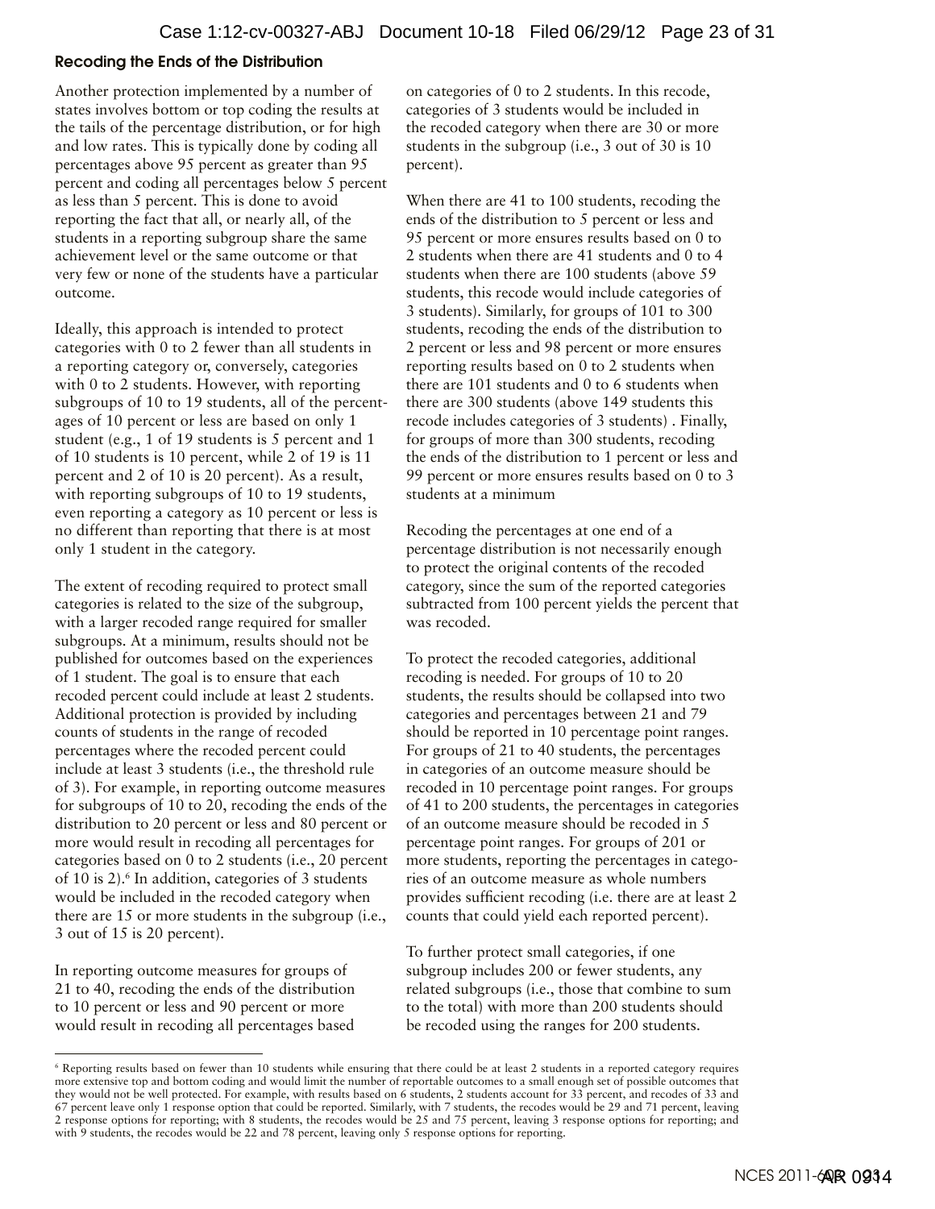### Recoding the Ends of the Distribution

Another protection implemented by a number of states involves bottom or top coding the results at the tails of the percentage distribution, or for high and low rates. This is typically done by coding all percentages above 95 percent as greater than 95 percent and coding all percentages below 5 percent as less than 5 percent. This is done to avoid reporting the fact that all, or nearly all, of the students in a reporting subgroup share the same achievement level or the same outcome or that very few or none of the students have a particular outcome.

Ideally, this approach is intended to protect categories with 0 to 2 fewer than all students in a reporting category or, conversely, categories with 0 to 2 students. However, with reporting subgroups of 10 to 19 students, all of the percentages of 10 percent or less are based on only 1 student (e.g., 1 of 19 students is 5 percent and 1 of 10 students is 10 percent, while 2 of 19 is 11 percent and 2 of 10 is 20 percent). As a result, with reporting subgroups of 10 to 19 students, even reporting a category as 10 percent or less is no different than reporting that there is at most only 1 student in the category.

The extent of recoding required to protect small categories is related to the size of the subgroup, with a larger recoded range required for smaller subgroups. At a minimum, results should not be published for outcomes based on the experiences of 1 student. The goal is to ensure that each recoded percent could include at least 2 students. Additional protection is provided by including counts of students in the range of recoded percentages where the recoded percent could include at least 3 students (i.e., the threshold rule of 3). For example, in reporting outcome measures for subgroups of 10 to 20, recoding the ends of the distribution to 20 percent or less and 80 percent or more would result in recoding all percentages for categories based on 0 to 2 students (i.e., 20 percent of 10 is 2).[6] In addition, categories of 3 students would be included in the recoded category when there are 15 or more students in the subgroup (i.e., 3 out of 15 is 20 percent).

In reporting outcome measures for groups of 21 to 40, recoding the ends of the distribution to 10 percent or less and 90 percent or more would result in recoding all percentages based on categories of 0 to 2 students. In this recode, categories of 3 students would be included in the recoded category when there are 30 or more students in the subgroup (i.e., 3 out of 30 is 10 percent).

When there are 41 to 100 students, recoding the ends of the distribution to 5 percent or less and 95 percent or more ensures results based on 0 to 2 students when there are 41 students and 0 to 4 students when there are 100 students (above 59 students, this recode would include categories of 3 students). Similarly, for groups of 101 to 300 students, recoding the ends of the distribution to 2 percent or less and 98 percent or more ensures reporting results based on 0 to 2 students when there are 101 students and 0 to 6 students when there are 300 students (above 149 students this recode includes categories of 3 students) . Finally, for groups of more than 300 students, recoding the ends of the distribution to 1 percent or less and 99 percent or more ensures results based on 0 to 3 students at a minimum

Recoding the percentages at one end of a percentage distribution is not necessarily enough to protect the original contents of the recoded category, since the sum of the reported categories subtracted from 100 percent yields the percent that was recoded.

To protect the recoded categories, additional recoding is needed. For groups of 10 to 20 students, the results should be collapsed into two categories and percentages between 21 and 79 should be reported in 10 percentage point ranges. For groups of 21 to 40 students, the percentages in categories of an outcome measure should be recoded in 10 percentage point ranges. For groups of 41 to 200 students, the percentages in categories of an outcome measure should be recoded in 5 percentage point ranges. For groups of 201 or more students, reporting the percentages in categories of an outcome measure as whole numbers provides sufficient recoding (i.e. there are at least 2 counts that could yield each reported percent).

To further protect small categories, if one subgroup includes 200 or fewer students, any related subgroups (i.e., those that combine to sum to the total) with more than 200 students should be recoded using the ranges for 200 students.

---

[6] Reporting results based on fewer than 10 students while ensuring that there could be at least 2 students in a reported category requires more extensive top and bottom coding and would limit the number of reportable outcomes to a small enough set of possible outcomes that they would not be well protected. For example, with results based on 6 students, 2 students account for 33 percent, and recodes of 33 and 67 percent leave only 1 response option that could be reported. Similarly, with 7 students, the recodes would be 29 and 71 percent, leaving 2 response options for reporting; with 8 students, the recodes would be 25 and 75 percent, leaving 3 response options for reporting; and with 9 students, the recodes would be 22 and 78 percent, leaving only 5 response options for reporting.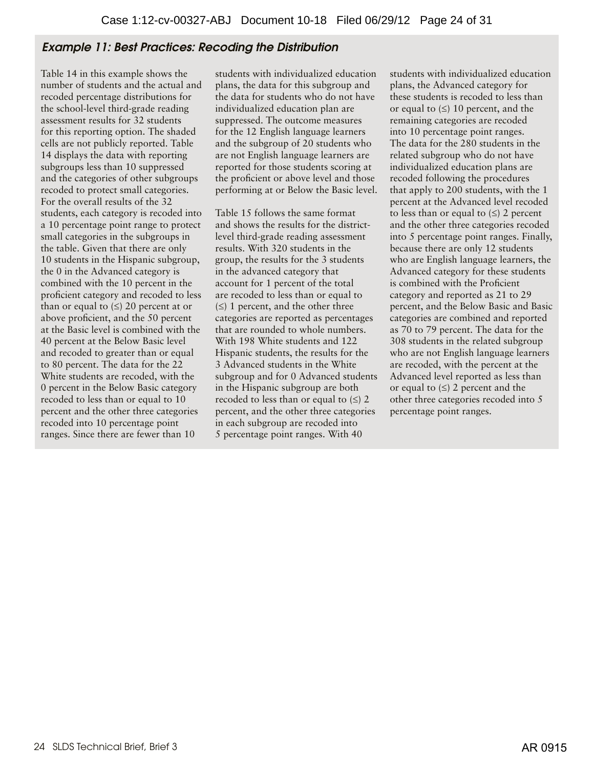### *Example 11: Best Practices: Recoding the Distribution*

Table 14 in this example shows the number of students and the actual and recoded percentage distributions for the school-level third-grade reading assessment results for 32 students for this reporting option. The shaded cells are not publicly reported. Table 14 displays the data with reporting subgroups less than 10 suppressed and the categories of other subgroups recoded to protect small categories. For the overall results of the 32 students, each category is recoded into a 10 percentage point range to protect small categories in the subgroups in the table. Given that there are only 10 students in the Hispanic subgroup, the 0 in the Advanced category is combined with the 10 percent in the proficient category and recoded to less than or equal to (≤) 20 percent at or above proficient, and the 50 percent at the Basic level is combined with the 40 percent at the Below Basic level and recoded to greater than or equal to 80 percent. The data for the 22 White students are recoded, with the 0 percent in the Below Basic category recoded to less than or equal to 10 percent and the other three categories recoded into 10 percentage point ranges. Since there are fewer than 10 students with individualized education plans, the data for this subgroup and the data for students who do not have individualized education plan are suppressed. The outcome measures for the 12 English language learners and the subgroup of 20 students who are not English language learners are reported for those students scoring at the proficient or above level and those performing at or Below the Basic level.

Table 15 follows the same format and shows the results for the district-level third-grade reading assessment results. With 320 students in the group, the results for the 3 students in the advanced category that account for 1 percent of the total are recoded to less than or equal to (≤) 1 percent, and the other three categories are reported as percentages that are rounded to whole numbers. With 198 White students and 122 Hispanic students, the results for the 3 Advanced students in the White subgroup and for 0 Advanced students in the Hispanic subgroup are both recoded to less than or equal to (≤) 2 percent, and the other three categories in each subgroup are recoded into 5 percentage point ranges. With 40 students with individualized education plans, the Advanced category for these students is recoded to less than or equal to (≤) 10 percent, and the remaining categories are recoded into 10 percentage point ranges. The data for the 280 students in the related subgroup who do not have individualized education plans are recoded following the procedures that apply to 200 students, with the 1 percent at the Advanced level recoded to less than or equal to (≤) 2 percent and the other three categories recoded into 5 percentage point ranges. Finally, because there are only 12 students who are English language learners, the Advanced category for these students is combined with the Proficient category and reported as 21 to 29 percent, and the Below Basic and Basic categories are combined and reported as 70 to 79 percent. The data for the 308 students in the related subgroup who are not English language learners are recoded, with the percent at the Advanced level reported as less than or equal to (≤) 2 percent and the other three categories recoded into 5 percentage point ranges.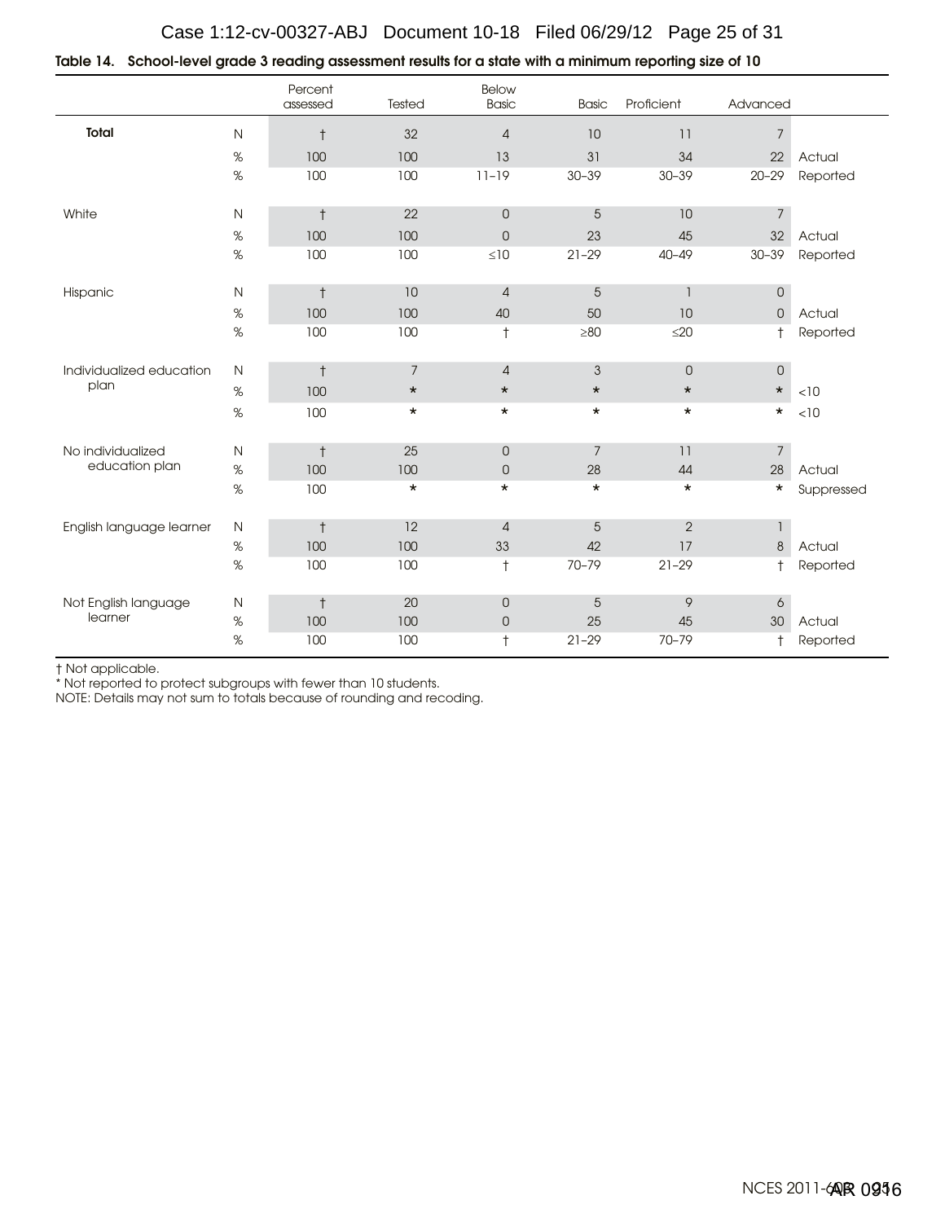**Table 14. School-level grade 3 reading assessment results for a state with a minimum reporting size of 10**

| | | Percent assessed | Tested | Below Basic | Basic | Proficient | Advanced | |
|---|---|---|---|---|---|---|---|---|
| **Total** | N | † | 32 | 4 | 10 | 11 | 7 | |
| | % | 100 | 100 | 13 | 31 | 34 | 22 | Actual |
| | % | 100 | 100 | 11–19 | 30–39 | 30–39 | 20–29 | Reported |
| White | N | † | 22 | 0 | 5 | 10 | 7 | |
| | % | 100 | 100 | 0 | 23 | 45 | 32 | Actual |
| | % | 100 | 100 | ≤10 | 21–29 | 40–49 | 30–39 | Reported |
| Hispanic | N | † | 10 | 4 | 5 | 1 | 0 | |
| | % | 100 | 100 | 40 | 50 | 10 | 0 | Actual |
| | % | 100 | 100 | † | ≥80 | ≤20 | † | Reported |
| Individualized education plan | N | † | 7 | 4 | 3 | 0 | 0 | |
| | % | 100 | * | * | * | * | * | <10 |
| | % | 100 | * | * | * | * | * | <10 |
| No individualized education plan | N | † | 25 | 0 | 7 | 11 | 7 | |
| | % | 100 | 100 | 0 | 28 | 44 | 28 | Actual |
| | % | 100 | * | * | * | * | * | Suppressed |
| English language learner | N | † | 12 | 4 | 5 | 2 | 1 | |
| | % | 100 | 100 | 33 | 42 | 17 | 8 | Actual |
| | % | 100 | 100 | † | 70–79 | 21–29 | † | Reported |
| Not English language learner | N | † | 20 | 0 | 5 | 9 | 6 | |
| | % | 100 | 100 | 0 | 25 | 45 | 30 | Actual |
| | % | 100 | 100 | † | 21–29 | 70–79 | † | Reported |

† Not applicable.
* Not reported to protect subgroups with fewer than 10 students.
NOTE: Details may not sum to totals because of rounding and recoding.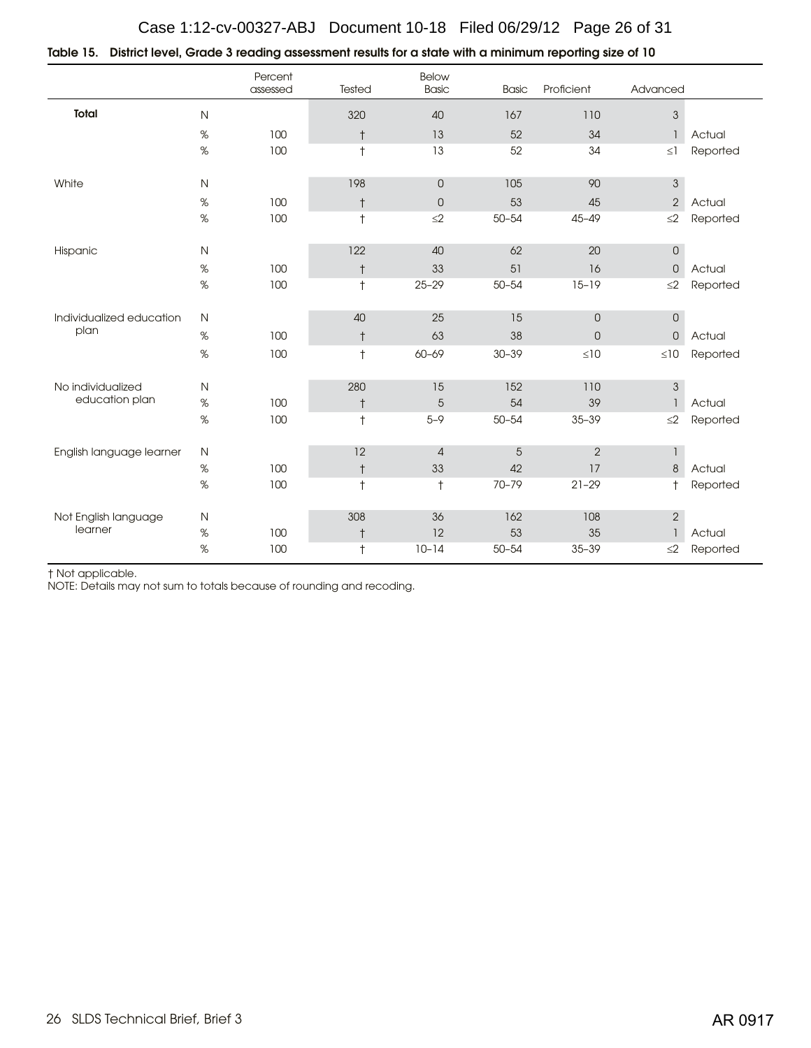**Table 15. District level, Grade 3 reading assessment results for a state with a minimum reporting size of 10**

| | | Percent assessed | Tested | Below Basic | Basic | Proficient | Advanced | |
|---|---|---|---|---|---|---|---|---|
| **Total** | N | | 320 | 40 | 167 | 110 | 3 | |
| | % | 100 | † | 13 | 52 | 34 | 1 | Actual |
| | % | 100 | † | 13 | 52 | 34 | ≤1 | Reported |
| White | N | | 198 | 0 | 105 | 90 | 3 | |
| | % | 100 | † | 0 | 53 | 45 | 2 | Actual |
| | % | 100 | † | ≤2 | 50–54 | 45–49 | ≤2 | Reported |
| Hispanic | N | | 122 | 40 | 62 | 20 | 0 | |
| | % | 100 | † | 33 | 51 | 16 | 0 | Actual |
| | % | 100 | † | 25–29 | 50–54 | 15–19 | ≤2 | Reported |
| Individualized education plan | N | | 40 | 25 | 15 | 0 | 0 | |
| | % | 100 | † | 63 | 38 | 0 | 0 | Actual |
| | % | 100 | † | 60–69 | 30–39 | ≤10 | ≤10 | Reported |
| No individualized education plan | N | | 280 | 15 | 152 | 110 | 3 | |
| | % | 100 | † | 5 | 54 | 39 | 1 | Actual |
| | % | 100 | † | 5–9 | 50–54 | 35–39 | ≤2 | Reported |
| English language learner | N | | 12 | 4 | 5 | 2 | 1 | |
| | % | 100 | † | 33 | 42 | 17 | 8 | Actual |
| | % | 100 | † | † | 70–79 | 21–29 | † | Reported |
| Not English language learner | N | | 308 | 36 | 162 | 108 | 2 | |
| | % | 100 | † | 12 | 53 | 35 | 1 | Actual |
| | % | 100 | † | 10–14 | 50–54 | 35–39 | ≤2 | Reported |

† Not applicable.
NOTE: Details may not sum to totals because of rounding and recoding.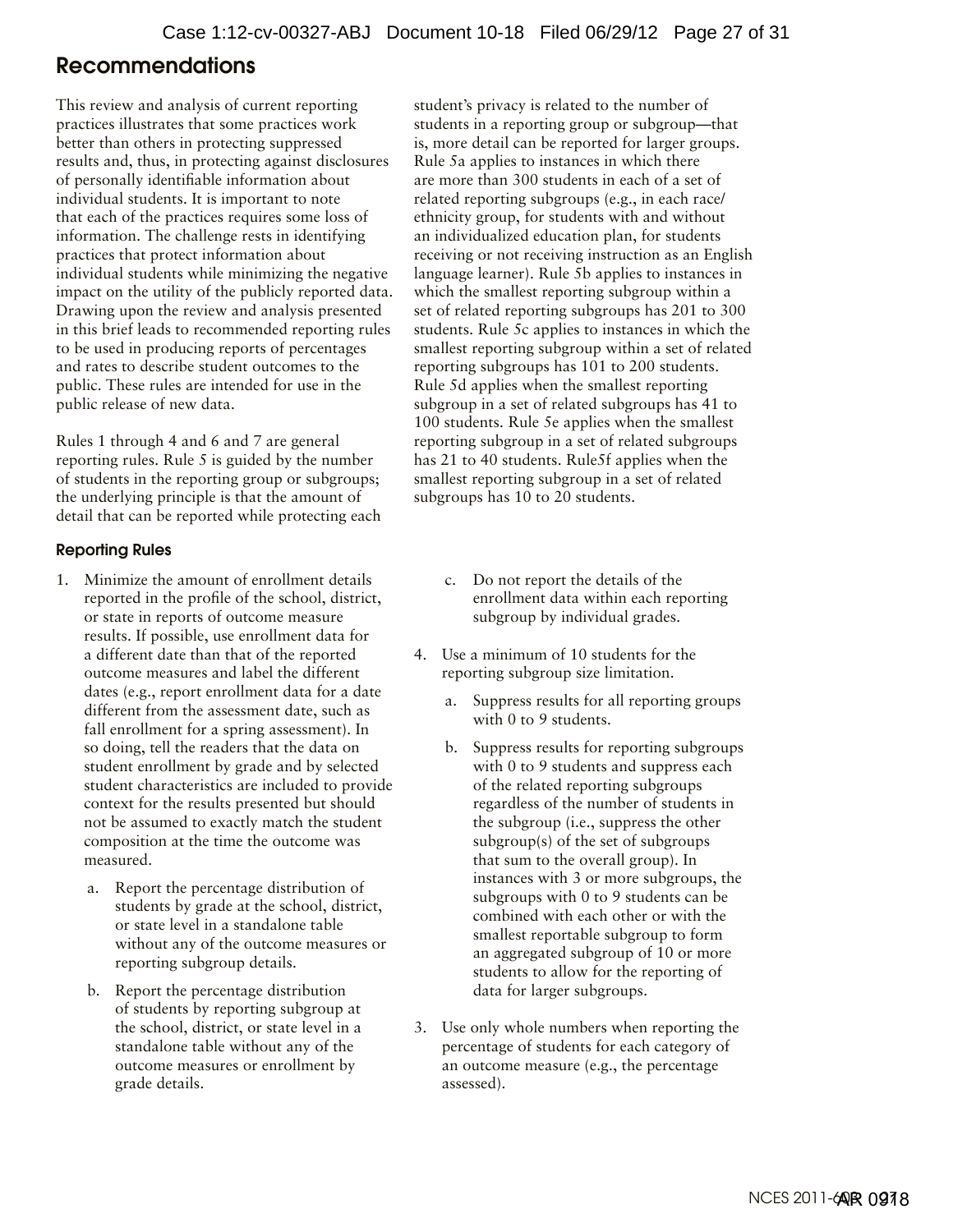## Recommendations

This review and analysis of current reporting practices illustrates that some practices work better than others in protecting suppressed results and, thus, in protecting against disclosures of personally identifiable information about individual students. It is important to note that each of the practices requires some loss of information. The challenge rests in identifying practices that protect information about individual students while minimizing the negative impact on the utility of the publicly reported data. Drawing upon the review and analysis presented in this brief leads to recommended reporting rules to be used in producing reports of percentages and rates to describe student outcomes to the public. These rules are intended for use in the public release of new data.

Rules 1 through 4 and 6 and 7 are general reporting rules. Rule 5 is guided by the number of students in the reporting group or subgroups; the underlying principle is that the amount of detail that can be reported while protecting each student's privacy is related to the number of students in a reporting group or subgroup—that is, more detail can be reported for larger groups. Rule 5a applies to instances in which there are more than 300 students in each of a set of related reporting subgroups (e.g., in each race/ethnicity group, for students with and without an individualized education plan, for students receiving or not receiving instruction as an English language learner). Rule 5b applies to instances in which the smallest reporting subgroup within a set of related reporting subgroups has 201 to 300 students. Rule 5c applies to instances in which the smallest reporting subgroup within a set of related reporting subgroups has 101 to 200 students. Rule 5d applies when the smallest reporting subgroup in a set of related subgroups has 41 to 100 students. Rule 5e applies when the smallest reporting subgroup in a set of related subgroups has 21 to 40 students. Rule5f applies when the smallest reporting subgroup in a set of related subgroups has 10 to 20 students.

### Reporting Rules

1. Minimize the amount of enrollment details reported in the profile of the school, district, or state in reports of outcome measure results. If possible, use enrollment data for a different date than that of the reported outcome measures and label the different dates (e.g., report enrollment data for a date different from the assessment date, such as fall enrollment for a spring assessment). In so doing, tell the readers that the data on student enrollment by grade and by selected student characteristics are included to provide context for the results presented but should not be assumed to exactly match the student composition at the time the outcome was measured.
   a. Report the percentage distribution of students by grade at the school, district, or state level in a standalone table without any of the outcome measures or reporting subgroup details.
   b. Report the percentage distribution of students by reporting subgroup at the school, district, or state level in a standalone table without any of the outcome measures or enrollment by grade details.
   c. Do not report the details of the enrollment data within each reporting subgroup by individual grades.

4. Use a minimum of 10 students for the reporting subgroup size limitation.
   a. Suppress results for all reporting groups with 0 to 9 students.
   b. Suppress results for reporting subgroups with 0 to 9 students and suppress each of the related reporting subgroups regardless of the number of students in the subgroup (i.e., suppress the other subgroup(s) of the set of subgroups that sum to the overall group). In instances with 3 or more subgroups, the subgroups with 0 to 9 students can be combined with each other or with the smallest reportable subgroup to form an aggregated subgroup of 10 or more students to allow for the reporting of data for larger subgroups.

3. Use only whole numbers when reporting the percentage of students for each category of an outcome measure (e.g., the percentage assessed).

NCES 2011-603

AR 0918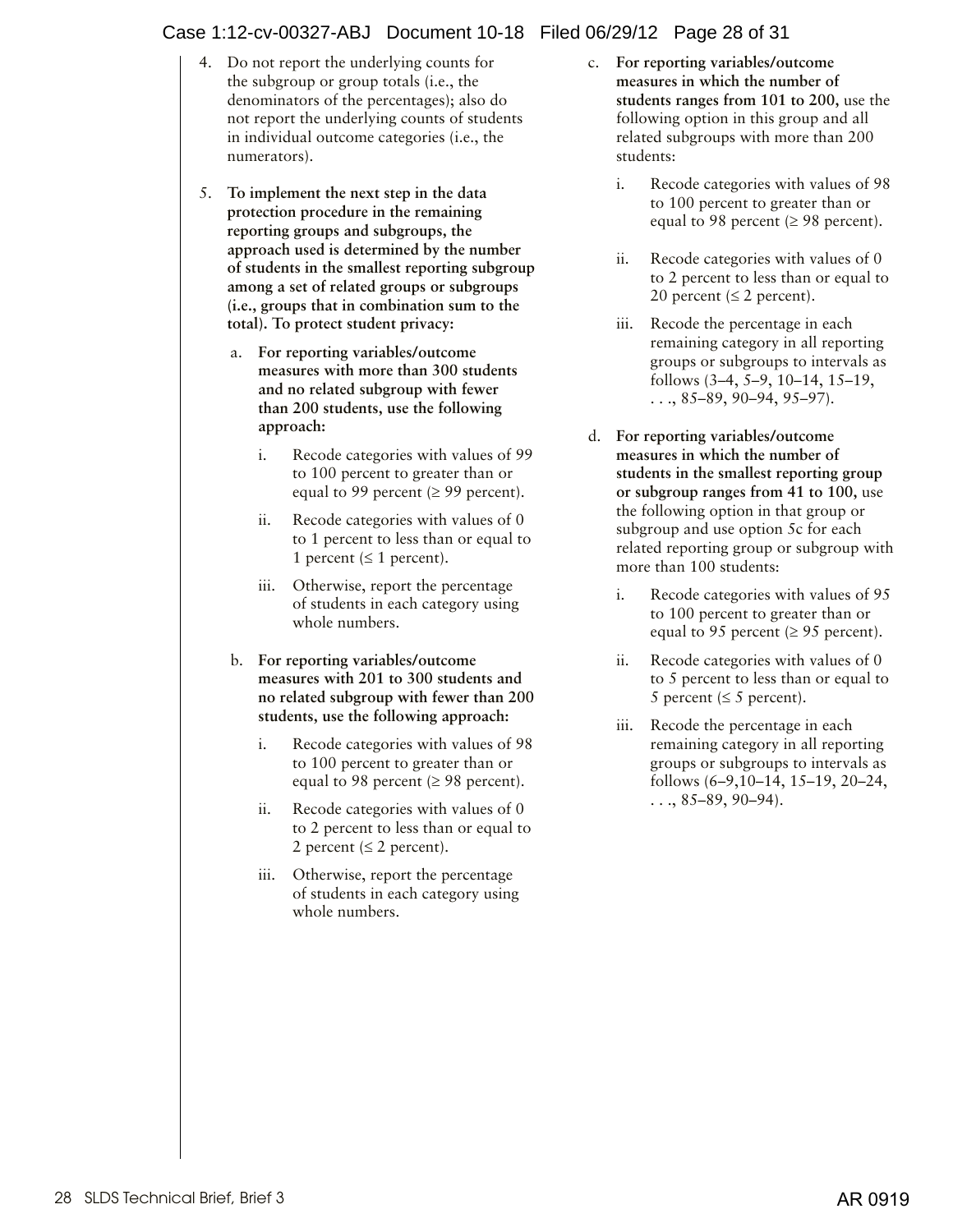4. Do not report the underlying counts for the subgroup or group totals (i.e., the denominators of the percentages); also do not report the underlying counts of students in individual outcome categories (i.e., the numerators).

5. **To implement the next step in the data protection procedure in the remaining reporting groups and subgroups, the approach used is determined by the number of students in the smallest reporting subgroup among a set of related groups or subgroups (i.e., groups that in combination sum to the total). To protect student privacy:**

   a. **For reporting variables/outcome measures with more than 300 students and no related subgroup with fewer than 200 students, use the following approach:**

      i. Recode categories with values of 99 to 100 percent to greater than or equal to 99 percent (≥ 99 percent).

      ii. Recode categories with values of 0 to 1 percent to less than or equal to 1 percent (≤ 1 percent).

      iii. Otherwise, report the percentage of students in each category using whole numbers.

   b. **For reporting variables/outcome measures with 201 to 300 students and no related subgroup with fewer than 200 students, use the following approach:**

      i. Recode categories with values of 98 to 100 percent to greater than or equal to 98 percent (≥ 98 percent).

      ii. Recode categories with values of 0 to 2 percent to less than or equal to 2 percent (≤ 2 percent).

      iii. Otherwise, report the percentage of students in each category using whole numbers.

   c. **For reporting variables/outcome measures in which the number of students ranges from 101 to 200,** use the following option in this group and all related subgroups with more than 200 students:

      i. Recode categories with values of 98 to 100 percent to greater than or equal to 98 percent (≥ 98 percent).

      ii. Recode categories with values of 0 to 2 percent to less than or equal to 20 percent (≤ 2 percent).

      iii. Recode the percentage in each remaining category in all reporting groups or subgroups to intervals as follows (3–4, 5–9, 10–14, 15–19, . . ., 85–89, 90–94, 95–97).

   d. **For reporting variables/outcome measures in which the number of students in the smallest reporting group or subgroup ranges from 41 to 100,** use the following option in that group or subgroup and use option 5c for each related reporting group or subgroup with more than 100 students:

      i. Recode categories with values of 95 to 100 percent to greater than or equal to 95 percent (≥ 95 percent).

      ii. Recode categories with values of 0 to 5 percent to less than or equal to 5 percent (≤ 5 percent).

      iii. Recode the percentage in each remaining category in all reporting groups or subgroups to intervals as follows (6–9,10–14, 15–19, 20–24, . . ., 85–89, 90–94).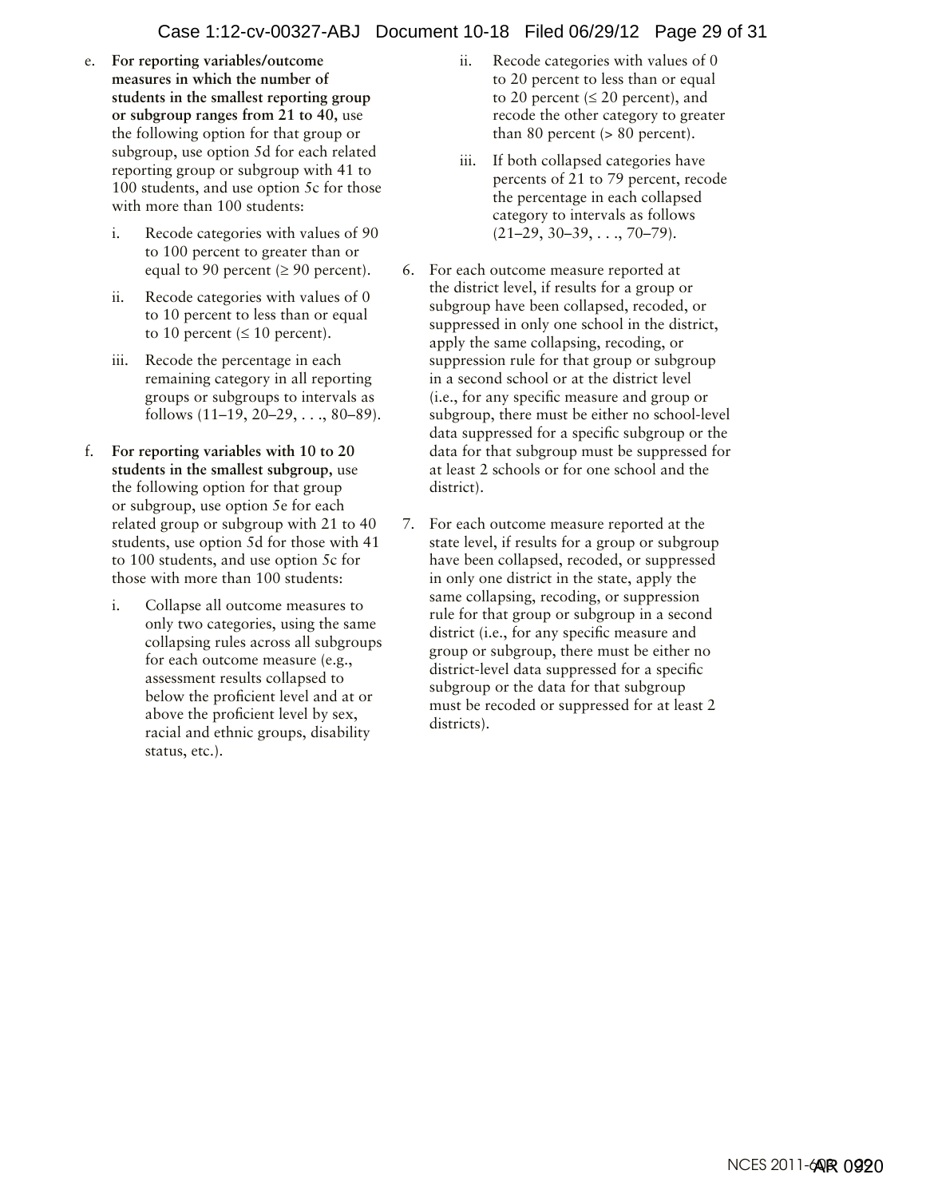e. **For reporting variables/outcome measures in which the number of students in the smallest reporting group or subgroup ranges from 21 to 40,** use the following option for that group or subgroup, use option 5d for each related reporting group or subgroup with 41 to 100 students, and use option 5c for those with more than 100 students:

   i. Recode categories with values of 90 to 100 percent to greater than or equal to 90 percent (≥ 90 percent).

   ii. Recode categories with values of 0 to 10 percent to less than or equal to 10 percent (≤ 10 percent).

   iii. Recode the percentage in each remaining category in all reporting groups or subgroups to intervals as follows (11–19, 20–29, . . ., 80–89).

f. **For reporting variables with 10 to 20 students in the smallest subgroup,** use the following option for that group or subgroup, use option 5e for each related group or subgroup with 21 to 40 students, use option 5d for those with 41 to 100 students, and use option 5c for those with more than 100 students:

   i. Collapse all outcome measures to only two categories, using the same collapsing rules across all subgroups for each outcome measure (e.g., assessment results collapsed to below the proficient level and at or above the proficient level by sex, racial and ethnic groups, disability status, etc.).

   ii. Recode categories with values of 0 to 20 percent to less than or equal to 20 percent (≤ 20 percent), and recode the other category to greater than 80 percent (> 80 percent).

   iii. If both collapsed categories have percents of 21 to 79 percent, recode the percentage in each collapsed category to intervals as follows (21–29, 30–39, . . ., 70–79).

6. For each outcome measure reported at the district level, if results for a group or subgroup have been collapsed, recoded, or suppressed in only one school in the district, apply the same collapsing, recoding, or suppression rule for that group or subgroup in a second school or at the district level (i.e., for any specific measure and group or subgroup, there must be either no school-level data suppressed for a specific subgroup or the data for that subgroup must be suppressed for at least 2 schools or for one school and the district).

7. For each outcome measure reported at the state level, if results for a group or subgroup have been collapsed, recoded, or suppressed in only one district in the state, apply the same collapsing, recoding, or suppression rule for that group or subgroup in a second district (i.e., for any specific measure and group or subgroup, there must be either no district-level data suppressed for a specific subgroup or the data for that subgroup must be recoded or suppressed for at least 2 districts).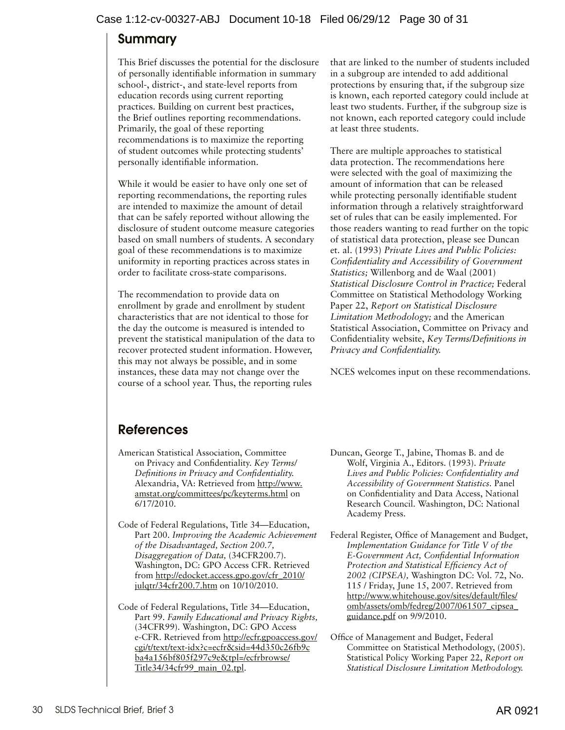## Summary

This Brief discusses the potential for the disclosure of personally identifiable information in summary school-, district-, and state-level reports from education records using current reporting practices. Building on current best practices, the Brief outlines reporting recommendations. Primarily, the goal of these reporting recommendations is to maximize the reporting of student outcomes while protecting students' personally identifiable information.

While it would be easier to have only one set of reporting recommendations, the reporting rules are intended to maximize the amount of detail that can be safely reported without allowing the disclosure of student outcome measure categories based on small numbers of students. A secondary goal of these recommendations is to maximize uniformity in reporting practices across states in order to facilitate cross-state comparisons.

The recommendation to provide data on enrollment by grade and enrollment by student characteristics that are not identical to those for the day the outcome is measured is intended to prevent the statistical manipulation of the data to recover protected student information. However, this may not always be possible, and in some instances, these data may not change over the course of a school year. Thus, the reporting rules that are linked to the number of students included in a subgroup are intended to add additional protections by ensuring that, if the subgroup size is known, each reported category could include at least two students. Further, if the subgroup size is not known, each reported category could include at least three students.

There are multiple approaches to statistical data protection. The recommendations here were selected with the goal of maximizing the amount of information that can be released while protecting personally identifiable student information through a relatively straightforward set of rules that can be easily implemented. For those readers wanting to read further on the topic of statistical data protection, please see Duncan et. al. (1993) *Private Lives and Public Policies: Confidentiality and Accessibility of Government Statistics;* Willenborg and de Waal (2001) *Statistical Disclosure Control in Practice;* Federal Committee on Statistical Methodology Working Paper 22, *Report on Statistical Disclosure Limitation Methodology;* and the American Statistical Association, Committee on Privacy and Confidentiality website, *Key Terms/Definitions in Privacy and Confidentiality.*

NCES welcomes input on these recommendations.

## References

American Statistical Association, Committee on Privacy and Confidentiality. *Key Terms/ Definitions in Privacy and Confidentiality.* Alexandria, VA: Retrieved from http://www.amstat.org/committees/pc/keyterms.html on 6/17/2010.

Code of Federal Regulations, Title 34—Education, Part 200. *Improving the Academic Achievement of the Disadvantaged, Section 200.7, Disaggregation of Data,* (34CFR200.7). Washington, DC: GPO Access CFR. Retrieved from http://edocket.access.gpo.gov/cfr_2010/julqtr/34cfr200.7.htm on 10/10/2010.

Code of Federal Regulations, Title 34—Education, Part 99. *Family Educational and Privacy Rights,* (34CFR99). Washington, DC: GPO Access e-CFR. Retrieved from http://ecfr.gpoaccess.gov/cgi/t/text/text-idx?c=ecfr&sid=44d350c26fb9cba4a156bf805f297c9e&tpl=/ecfrbrowse/Title34/34cfr99_main_02.tpl.

Duncan, George T., Jabine, Thomas B. and de Wolf, Virginia A., Editors. (1993). *Private Lives and Public Policies: Confidentiality and Accessibility of Government Statistics.* Panel on Confidentiality and Data Access, National Research Council. Washington, DC: National Academy Press.

Federal Register, Office of Management and Budget, *Implementation Guidance for Title V of the E-Government Act, Confidential Information Protection and Statistical Efficiency Act of 2002 (CIPSEA),* Washington DC: Vol. 72, No. 115 / Friday, June 15, 2007. Retrieved from http://www.whitehouse.gov/sites/default/files/omb/assets/omb/fedreg/2007/061507_cipsea_guidance.pdf on 9/9/2010.

Office of Management and Budget, Federal Committee on Statistical Methodology, (2005). Statistical Policy Working Paper 22, *Report on Statistical Disclosure Limitation Methodology.*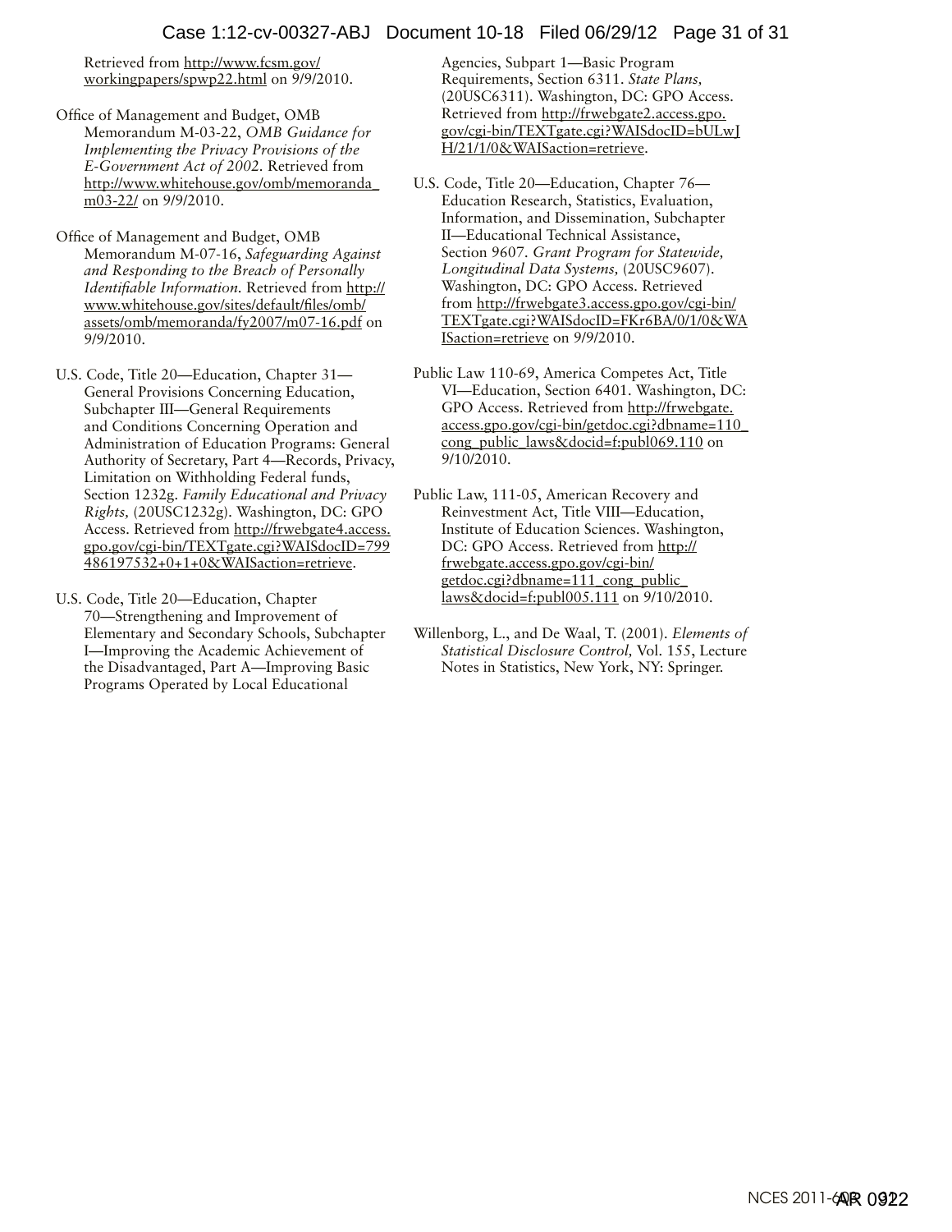Retrieved from http://www.fcsm.gov/workingpapers/spwp22.html on 9/9/2010.

Office of Management and Budget, OMB Memorandum M-03-22, *OMB Guidance for Implementing the Privacy Provisions of the E-Government Act of 2002*. Retrieved from http://www.whitehouse.gov/omb/memoranda_m03-22/ on 9/9/2010.

Office of Management and Budget, OMB Memorandum M-07-16, *Safeguarding Against and Responding to the Breach of Personally Identifiable Information*. Retrieved from http://www.whitehouse.gov/sites/default/files/omb/assets/omb/memoranda/fy2007/m07-16.pdf on 9/9/2010.

U.S. Code, Title 20—Education, Chapter 31—General Provisions Concerning Education, Subchapter III—General Requirements and Conditions Concerning Operation and Administration of Education Programs: General Authority of Secretary, Part 4—Records, Privacy, Limitation on Withholding Federal funds, Section 1232g. *Family Educational and Privacy Rights,* (20USC1232g). Washington, DC: GPO Access. Retrieved from http://frwebgate4.access.gpo.gov/cgi-bin/TEXTgate.cgi?WAISdocID=799486197532+0+1+0&WAISaction=retrieve.

U.S. Code, Title 20—Education, Chapter 70—Strengthening and Improvement of Elementary and Secondary Schools, Subchapter I—Improving the Academic Achievement of the Disadvantaged, Part A—Improving Basic Programs Operated by Local Educational Agencies, Subpart 1—Basic Program Requirements, Section 6311. *State Plans,* (20USC6311). Washington, DC: GPO Access. Retrieved from http://frwebgate2.access.gpo.gov/cgi-bin/TEXTgate.cgi?WAISdocID=bULwJH/21/1/0&WAISaction=retrieve.

U.S. Code, Title 20—Education, Chapter 76—Education Research, Statistics, Evaluation, Information, and Dissemination, Subchapter II—Educational Technical Assistance, Section 9607. *Grant Program for Statewide, Longitudinal Data Systems,* (20USC9607). Washington, DC: GPO Access. Retrieved from http://frwebgate3.access.gpo.gov/cgi-bin/TEXTgate.cgi?WAISdocID=FKr6BA/0/1/0&WAISaction=retrieve on 9/9/2010.

Public Law 110-69, America Competes Act, Title VI—Education, Section 6401. Washington, DC: GPO Access. Retrieved from http://frwebgate.access.gpo.gov/cgi-bin/getdoc.cgi?dbname=110_cong_public_laws&docid=f:publ069.110 on 9/10/2010.

Public Law, 111-05, American Recovery and Reinvestment Act, Title VIII—Education, Institute of Education Sciences. Washington, DC: GPO Access. Retrieved from http://frwebgate.access.gpo.gov/cgi-bin/getdoc.cgi?dbname=111_cong_public_laws&docid=f:publ005.111 on 9/10/2010.

Willenborg, L., and De Waal, T. (2001). *Elements of Statistical Disclosure Control,* Vol. 155, Lecture Notes in Statistics, New York, NY: Springer.